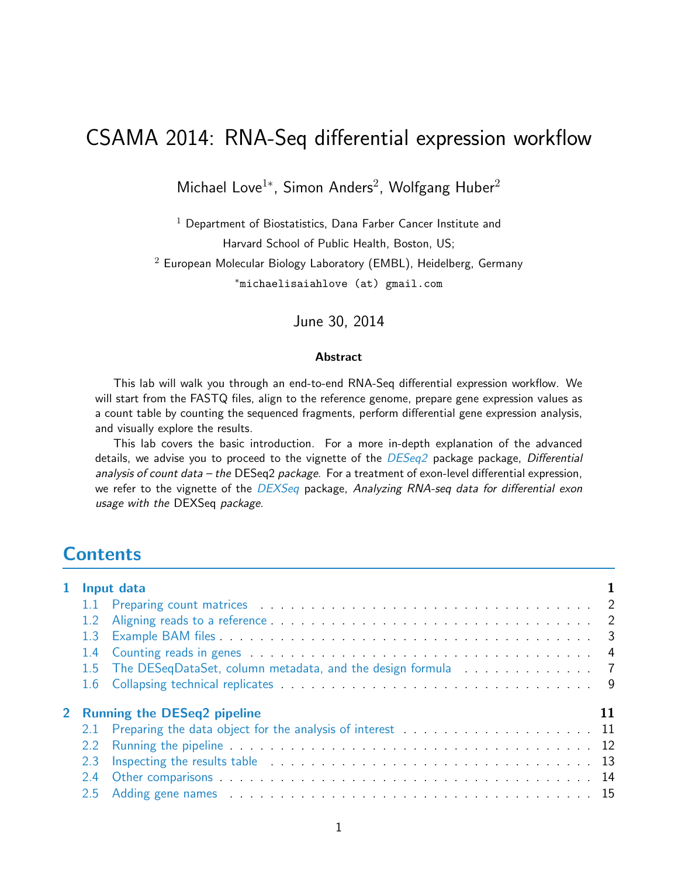# CSAMA 2014: RNA-Seq differential expression workflow

Michael Love[1*], Simon Anders[2], Wolfgang Huber[2]

[1] Department of Biostatistics, Dana Farber Cancer Institute and Harvard School of Public Health, Boston, US;

[2] European Molecular Biology Laboratory (EMBL), Heidelberg, Germany

*michaelisaiahlove (at) gmail.com

June 30, 2014

**Abstract**

This lab will walk you through an end-to-end RNA-Seq differential expression workflow. We will start from the FASTQ files, align to the reference genome, prepare gene expression values as a count table by counting the sequenced fragments, perform differential gene expression analysis, and visually explore the results.

This lab covers the basic introduction. For a more in-depth explanation of the advanced details, we advise you to proceed to the vignette of the *DESeq2* package package, *Differential analysis of count data – the* DESeq2 *package*. For a treatment of exon-level differential expression, we refer to the vignette of the *DEXSeq* package, *Analyzing RNA-seq data for differential exon usage with the* DEXSeq *package*.

## Contents

- **1 Input data** — 1
  - 1.1 Preparing count matrices — 2
  - 1.2 Aligning reads to a reference — 2
  - 1.3 Example BAM files — 3
  - 1.4 Counting reads in genes — 4
  - 1.5 The DESeqDataSet, column metadata, and the design formula — 7
  - 1.6 Collapsing technical replicates — 9
- **2 Running the DESeq2 pipeline** — 11
  - 2.1 Preparing the data object for the analysis of interest — 11
  - 2.2 Running the pipeline — 12
  - 2.3 Inspecting the results table — 13
  - 2.4 Other comparisons — 14
  - 2.5 Adding gene names — 15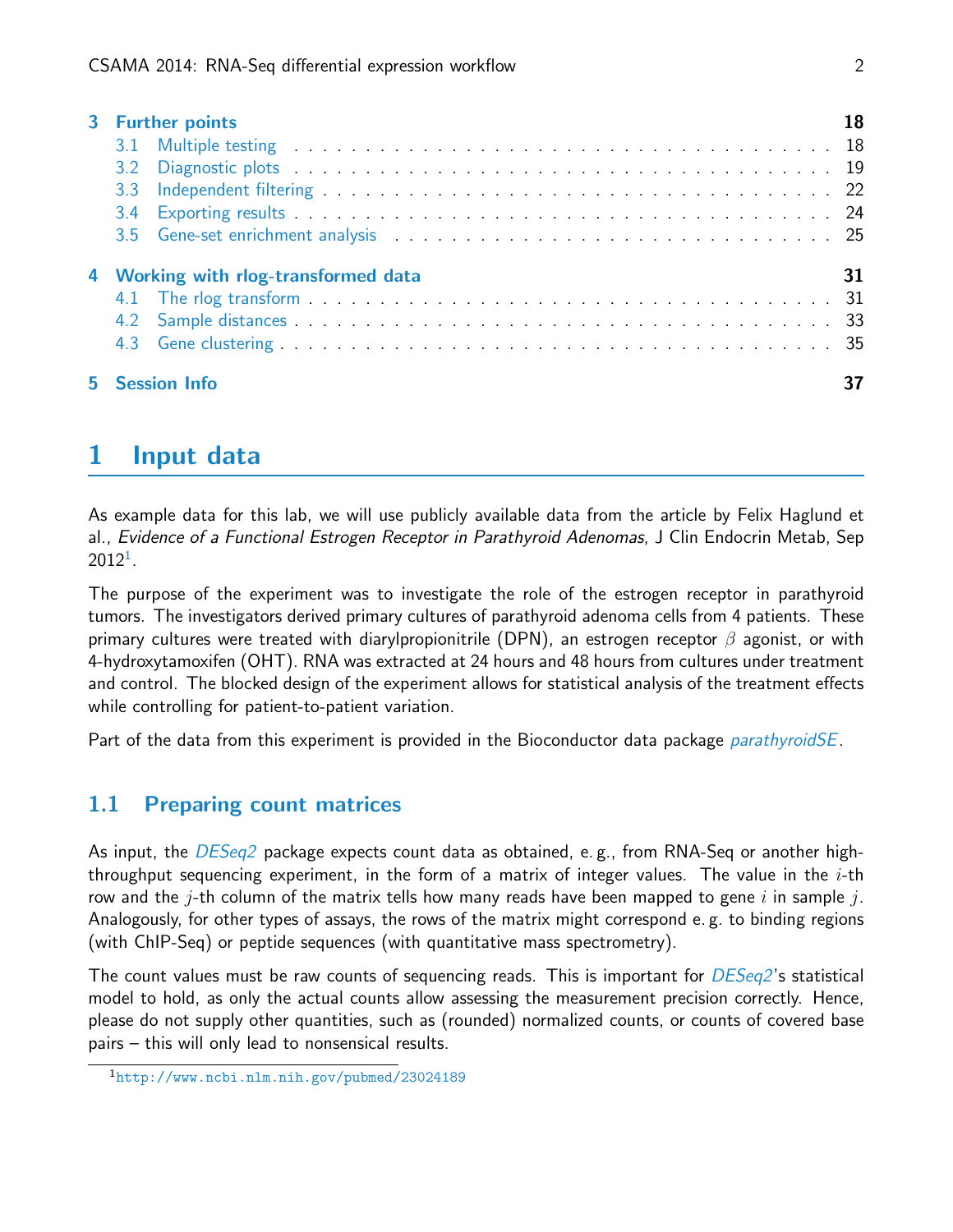| | | |
|---|---|---|
| **3** | **Further points** | **18** |
| 3.1 | Multiple testing | 18 |
| 3.2 | Diagnostic plots | 19 |
| 3.3 | Independent filtering | 22 |
| 3.4 | Exporting results | 24 |
| 3.5 | Gene-set enrichment analysis | 25 |
| **4** | **Working with rlog-transformed data** | **31** |
| 4.1 | The rlog transform | 31 |
| 4.2 | Sample distances | 33 |
| 4.3 | Gene clustering | 35 |
| **5** | **Session Info** | **37** |

# 1 Input data

As example data for this lab, we will use publicly available data from the article by Felix Haglund et al., *Evidence of a Functional Estrogen Receptor in Parathyroid Adenomas*, J Clin Endocrin Metab, Sep 2012[1].

The purpose of the experiment was to investigate the role of the estrogen receptor in parathyroid tumors. The investigators derived primary cultures of parathyroid adenoma cells from 4 patients. These primary cultures were treated with diarylpropionitrile (DPN), an estrogen receptor $\beta$ agonist, or with 4-hydroxytamoxifen (OHT). RNA was extracted at 24 hours and 48 hours from cultures under treatment and control. The blocked design of the experiment allows for statistical analysis of the treatment effects while controlling for patient-to-patient variation.

Part of the data from this experiment is provided in the Bioconductor data package *parathyroidSE*.

## 1.1 Preparing count matrices

As input, the *DESeq2* package expects count data as obtained, e. g., from RNA-Seq or another high-throughput sequencing experiment, in the form of a matrix of integer values. The value in the $i$-th row and the $j$-th column of the matrix tells how many reads have been mapped to gene $i$ in sample $j$. Analogously, for other types of assays, the rows of the matrix might correspond e. g. to binding regions (with ChIP-Seq) or peptide sequences (with quantitative mass spectrometry).

The count values must be raw counts of sequencing reads. This is important for *DESeq2*'s statistical model to hold, as only the actual counts allow assessing the measurement precision correctly. Hence, please do not supply other quantities, such as (rounded) normalized counts, or counts of covered base pairs – this will only lead to nonsensical results.

[1] http://www.ncbi.nlm.nih.gov/pubmed/23024189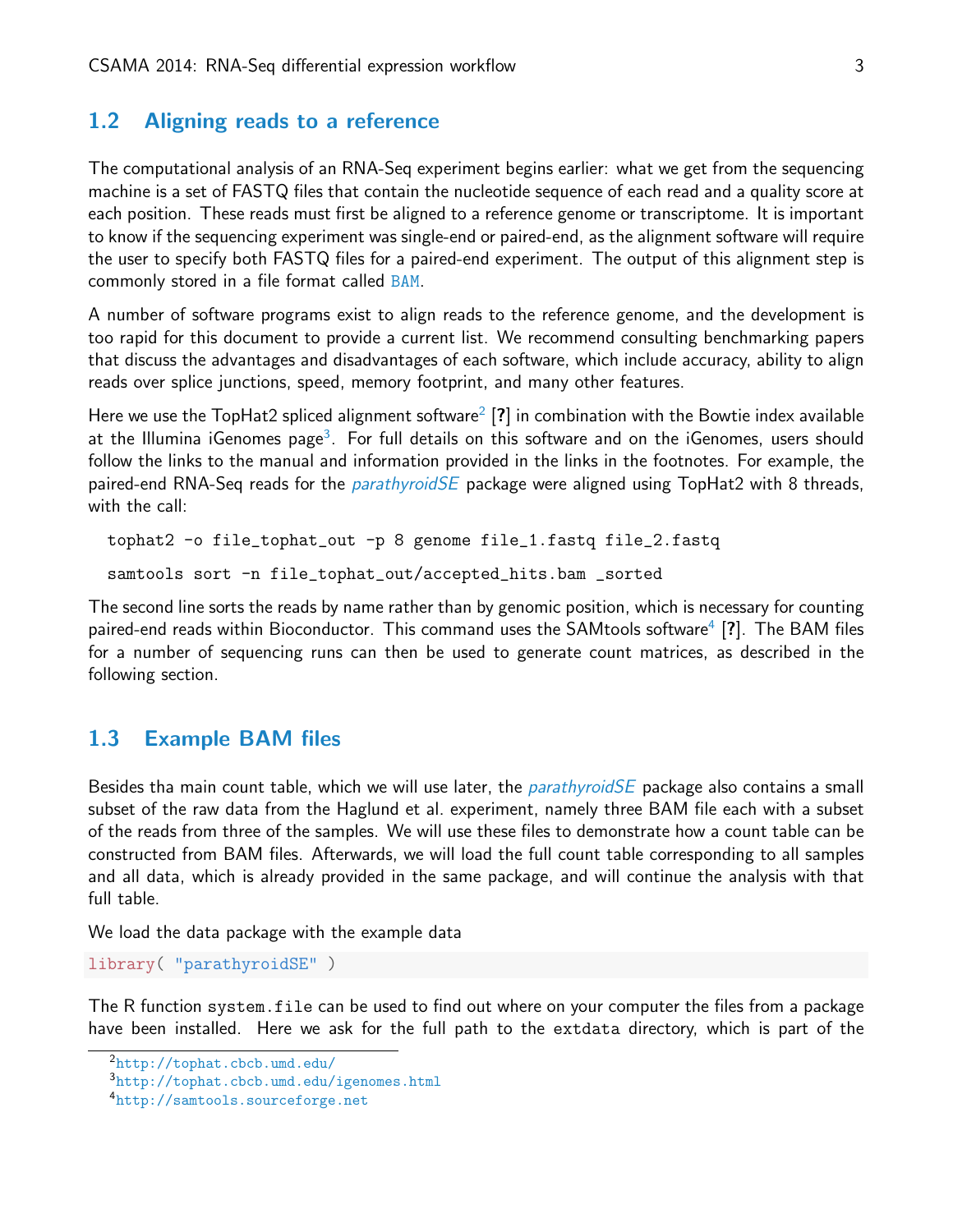## 1.2 Aligning reads to a reference

The computational analysis of an RNA-Seq experiment begins earlier: what we get from the sequencing machine is a set of FASTQ files that contain the nucleotide sequence of each read and a quality score at each position. These reads must first be aligned to a reference genome or transcriptome. It is important to know if the sequencing experiment was single-end or paired-end, as the alignment software will require the user to specify both FASTQ files for a paired-end experiment. The output of this alignment step is commonly stored in a file format called BAM.

A number of software programs exist to align reads to the reference genome, and the development is too rapid for this document to provide a current list. We recommend consulting benchmarking papers that discuss the advantages and disadvantages of each software, which include accuracy, ability to align reads over splice junctions, speed, memory footprint, and many other features.

Here we use the TopHat2 spliced alignment software[2] [**?**] in combination with the Bowtie index available at the Illumina iGenomes page[3]. For full details on this software and on the iGenomes, users should follow the links to the manual and information provided in the links in the footnotes. For example, the paired-end RNA-Seq reads for the *parathyroidSE* package were aligned using TopHat2 with 8 threads, with the call:

```
tophat2 -o file_tophat_out -p 8 genome file_1.fastq file_2.fastq
samtools sort -n file_tophat_out/accepted_hits.bam _sorted
```

The second line sorts the reads by name rather than by genomic position, which is necessary for counting paired-end reads within Bioconductor. This command uses the SAMtools software[4] [**?**]. The BAM files for a number of sequencing runs can then be used to generate count matrices, as described in the following section.

## 1.3 Example BAM files

Besides tha main count table, which we will use later, the *parathyroidSE* package also contains a small subset of the raw data from the Haglund et al. experiment, namely three BAM file each with a subset of the reads from three of the samples. We will use these files to demonstrate how a count table can be constructed from BAM files. Afterwards, we will load the full count table corresponding to all samples and all data, which is already provided in the same package, and will continue the analysis with that full table.

We load the data package with the example data

```
library( "parathyroidSE" )
```

The R function `system.file` can be used to find out where on your computer the files from a package have been installed. Here we ask for the full path to the `extdata` directory, which is part of the

[2] http://tophat.cbcb.umd.edu/

[3] http://tophat.cbcb.umd.edu/igenomes.html

[4] http://samtools.sourceforge.net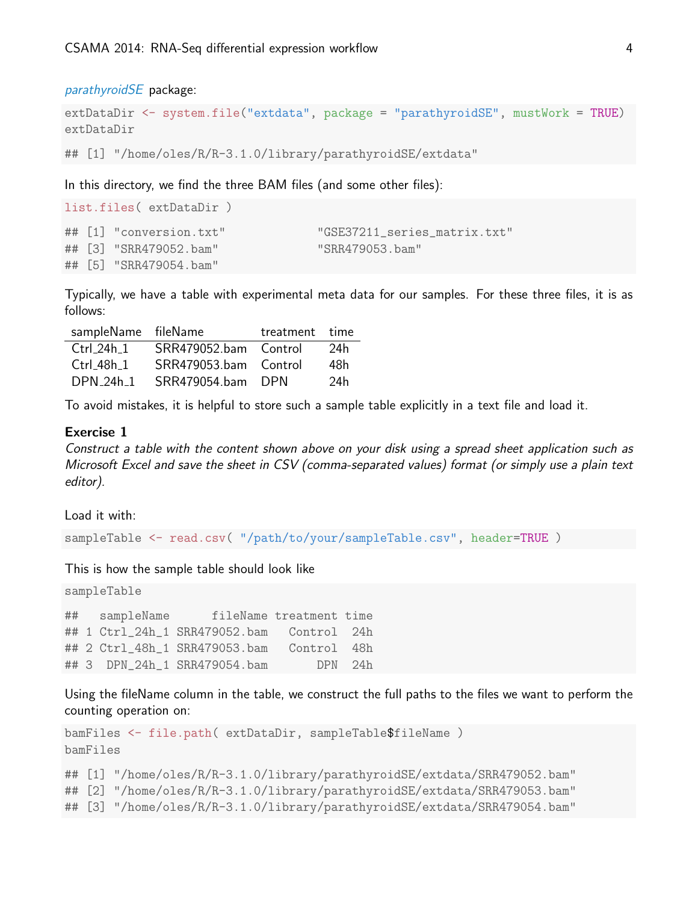*parathyroidSE* package:

```
extDataDir <- system.file("extdata", package = "parathyroidSE", mustWork = TRUE)
extDataDir

## [1] "/home/oles/R/R-3.1.0/library/parathyroidSE/extdata"
```

In this directory, we find the three BAM files (and some other files):

```
list.files( extDataDir )

## [1] "conversion.txt"            "GSE37211_series_matrix.txt"
## [3] "SRR479052.bam"             "SRR479053.bam"
## [5] "SRR479054.bam"
```

Typically, we have a table with experimental meta data for our samples. For these three files, it is as follows:

| sampleName | fileName | treatment | time |
|---|---|---|---|
| Ctrl_24h_1 | SRR479052.bam | Control | 24h |
| Ctrl_48h_1 | SRR479053.bam | Control | 48h |
| DPN_24h_1 | SRR479054.bam | DPN | 24h |

To avoid mistakes, it is helpful to store such a sample table explicitly in a text file and load it.

**Exercise 1**

*Construct a table with the content shown above on your disk using a spread sheet application such as Microsoft Excel and save the sheet in CSV (comma-separated values) format (or simply use a plain text editor).*

Load it with:

```
sampleTable <- read.csv( "/path/to/your/sampleTable.csv", header=TRUE )
```

This is how the sample table should look like

```
sampleTable

##   sampleName      fileName treatment time
## 1 Ctrl_24h_1 SRR479052.bam   Control  24h
## 2 Ctrl_48h_1 SRR479053.bam   Control  48h
## 3  DPN_24h_1 SRR479054.bam       DPN  24h
```

Using the fileName column in the table, we construct the full paths to the files we want to perform the counting operation on:

```
bamFiles <- file.path( extDataDir, sampleTable$fileName )
bamFiles

## [1] "/home/oles/R/R-3.1.0/library/parathyroidSE/extdata/SRR479052.bam"
## [2] "/home/oles/R/R-3.1.0/library/parathyroidSE/extdata/SRR479053.bam"
## [3] "/home/oles/R/R-3.1.0/library/parathyroidSE/extdata/SRR479054.bam"
```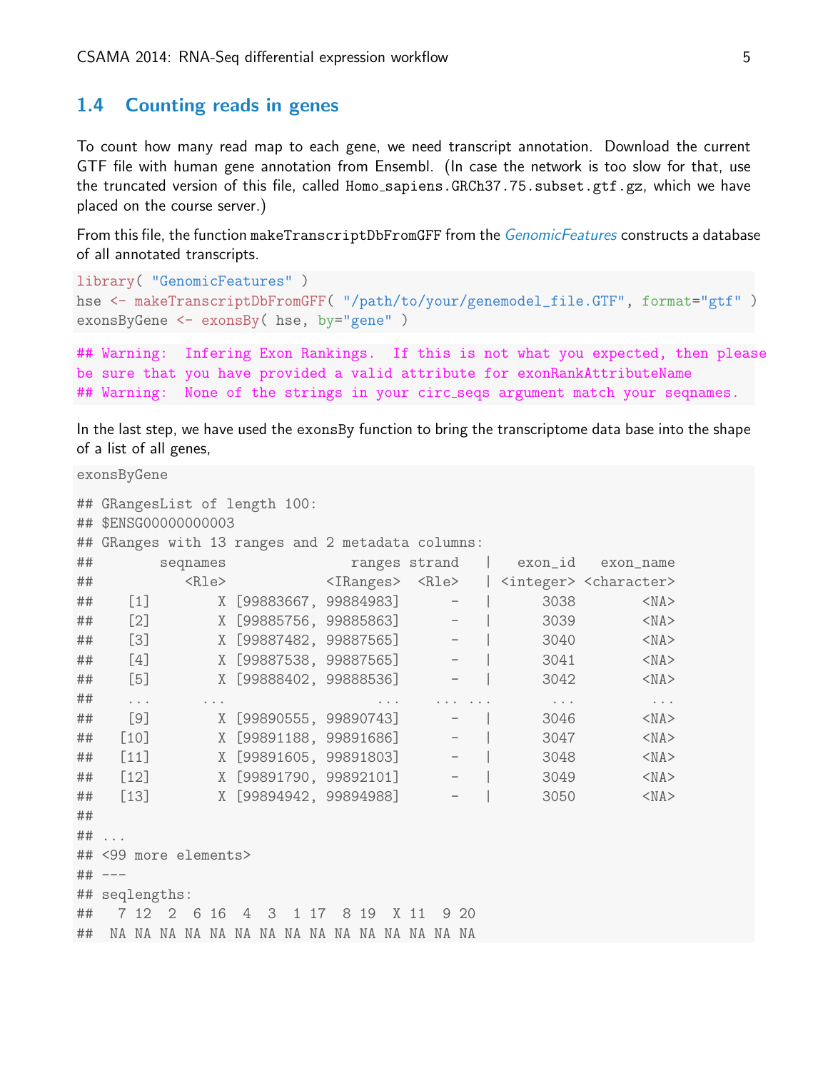### 1.4 Counting reads in genes

To count how many read map to each gene, we need transcript annotation. Download the current GTF file with human gene annotation from Ensembl. (In case the network is too slow for that, use the truncated version of this file, called `Homo_sapiens.GRCh37.75.subset.gtf.gz`, which we have placed on the course server.)

From this file, the function `makeTranscriptDbFromGFF` from the *GenomicFeatures* constructs a database of all annotated transcripts.

```
library( "GenomicFeatures" )
hse <- makeTranscriptDbFromGFF( "/path/to/your/genemodel_file.GTF", format="gtf" )
exonsByGene <- exonsBy( hse, by="gene" )
```

```
## Warning:  Infering Exon Rankings.  If this is not what you expected, then please
be sure that you have provided a valid attribute for exonRankAttributeName
## Warning:  None of the strings in your circ_seqs argument match your seqnames.
```

In the last step, we have used the `exonsBy` function to bring the transcriptome data base into the shape of a list of all genes,

```
exonsByGene

## GRangesList of length 100:
## $ENSG00000000003
## GRanges with 13 ranges and 2 metadata columns:
##        seqnames               ranges strand   |   exon_id   exon_name
##           <Rle>            <IRanges>  <Rle>   | <integer> <character>
##    [1]        X [99883667, 99884983]      -   |      3038        <NA>
##    [2]        X [99885756, 99885863]      -   |      3039        <NA>
##    [3]        X [99887482, 99887565]      -   |      3040        <NA>
##    [4]        X [99887538, 99887565]      -   |      3041        <NA>
##    [5]        X [99888402, 99888536]      -   |      3042        <NA>
##    ...      ...                  ...    ... ...       ...         ...
##    [9]        X [99890555, 99890743]      -   |      3046        <NA>
##   [10]        X [99891188, 99891686]      -   |      3047        <NA>
##   [11]        X [99891605, 99891803]      -   |      3048        <NA>
##   [12]        X [99891790, 99892101]      -   |      3049        <NA>
##   [13]        X [99894942, 99894988]      -   |      3050        <NA>
##
## ...
## <99 more elements>
## ---
## seqlengths:
##   7 12  2  6 16  4  3  1 17  8 19  X 11  9 20
##  NA NA NA NA NA NA NA NA NA NA NA NA NA NA NA
```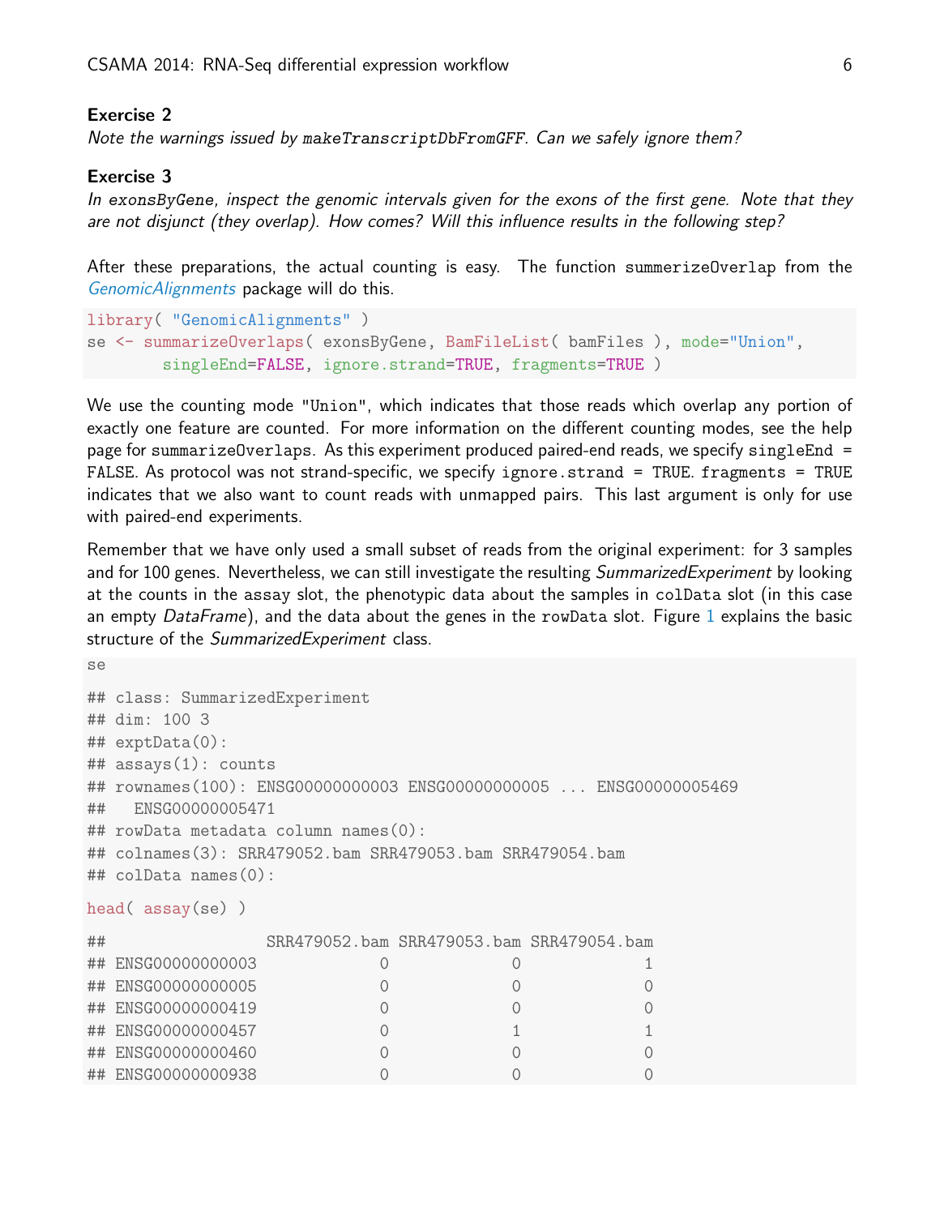**Exercise 2**

*Note the warnings issued by* `makeTranscriptDbFromGFF`*. Can we safely ignore them?*

**Exercise 3**

*In* `exonsByGene`*, inspect the genomic intervals given for the exons of the first gene. Note that they are not disjunct (they overlap). How comes? Will this influence results in the following step?*

After these preparations, the actual counting is easy. The function `summerizeOverlap` from the *GenomicAlignments* package will do this.

```
library( "GenomicAlignments" )
se <- summarizeOverlaps( exonsByGene, BamFileList( bamFiles ), mode="Union",
       singleEnd=FALSE, ignore.strand=TRUE, fragments=TRUE )
```

We use the counting mode `"Union"`, which indicates that those reads which overlap any portion of exactly one feature are counted. For more information on the different counting modes, see the help page for `summarizeOverlaps`. As this experiment produced paired-end reads, we specify `singleEnd = FALSE`. As protocol was not strand-specific, we specify `ignore.strand = TRUE`. `fragments = TRUE` indicates that we also want to count reads with unmapped pairs. This last argument is only for use with paired-end experiments.

Remember that we have only used a small subset of reads from the original experiment: for 3 samples and for 100 genes. Nevertheless, we can still investigate the resulting *SummarizedExperiment* by looking at the counts in the `assay` slot, the phenotypic data about the samples in `colData` slot (in this case an empty *DataFrame*), and the data about the genes in the `rowData` slot. Figure 1 explains the basic structure of the *SummarizedExperiment* class.

```
se

## class: SummarizedExperiment
## dim: 100 3
## exptData(0):
## assays(1): counts
## rownames(100): ENSG00000000003 ENSG00000000005 ... ENSG00000005469
##   ENSG00000005471
## rowData metadata column names(0):
## colnames(3): SRR479052.bam SRR479053.bam SRR479054.bam
## colData names(0):
```

```
head( assay(se) )

##                 SRR479052.bam SRR479053.bam SRR479054.bam
## ENSG00000000003             0             0             1
## ENSG00000000005             0             0             0
## ENSG00000000419             0             0             0
## ENSG00000000457             0             1             1
## ENSG00000000460             0             0             0
## ENSG00000000938             0             0             0
```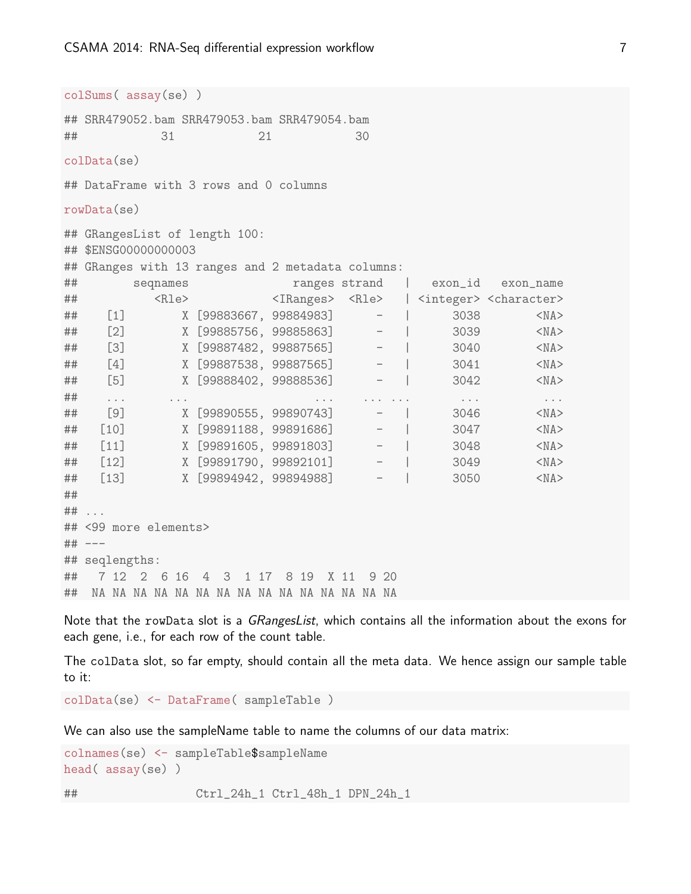```
colSums( assay(se) )
```

```
## SRR479052.bam SRR479053.bam SRR479054.bam
##            31            21            30
```

```
colData(se)
```

```
## DataFrame with 3 rows and 0 columns
```

```
rowData(se)
```

```
## GRangesList of length 100:
## $ENSG00000000003
## GRanges with 13 ranges and 2 metadata columns:
##        seqnames               ranges strand   |   exon_id   exon_name
##           <Rle>            <IRanges>  <Rle>   | <integer> <character>
##    [1]        X [99883667, 99884983]      -   |      3038        <NA>
##    [2]        X [99885756, 99885863]      -   |      3039        <NA>
##    [3]        X [99887482, 99887565]      -   |      3040        <NA>
##    [4]        X [99887538, 99887565]      -   |      3041        <NA>
##    [5]        X [99888402, 99888536]      -   |      3042        <NA>
##    ...      ...                  ...    ... ...       ...         ...
##    [9]        X [99890555, 99890743]      -   |      3046        <NA>
##   [10]        X [99891188, 99891686]      -   |      3047        <NA>
##   [11]        X [99891605, 99891803]      -   |      3048        <NA>
##   [12]        X [99891790, 99892101]      -   |      3049        <NA>
##   [13]        X [99894942, 99894988]      -   |      3050        <NA>
##
## ...
## <99 more elements>
## ---
## seqlengths:
##   7 12  2  6 16  4  3  1 17  8 19  X 11  9 20
##  NA NA NA NA NA NA NA NA NA NA NA NA NA NA NA
```

Note that the rowData slot is a *GRangesList*, which contains all the information about the exons for each gene, i.e., for each row of the count table.

The colData slot, so far empty, should contain all the meta data. We hence assign our sample table to it:

```
colData(se) <- DataFrame( sampleTable )
```

We can also use the sampleName table to name the columns of our data matrix:

```
colnames(se) <- sampleTable$sampleName
head( assay(se) )
```

```
##                 Ctrl_24h_1 Ctrl_48h_1 DPN_24h_1
```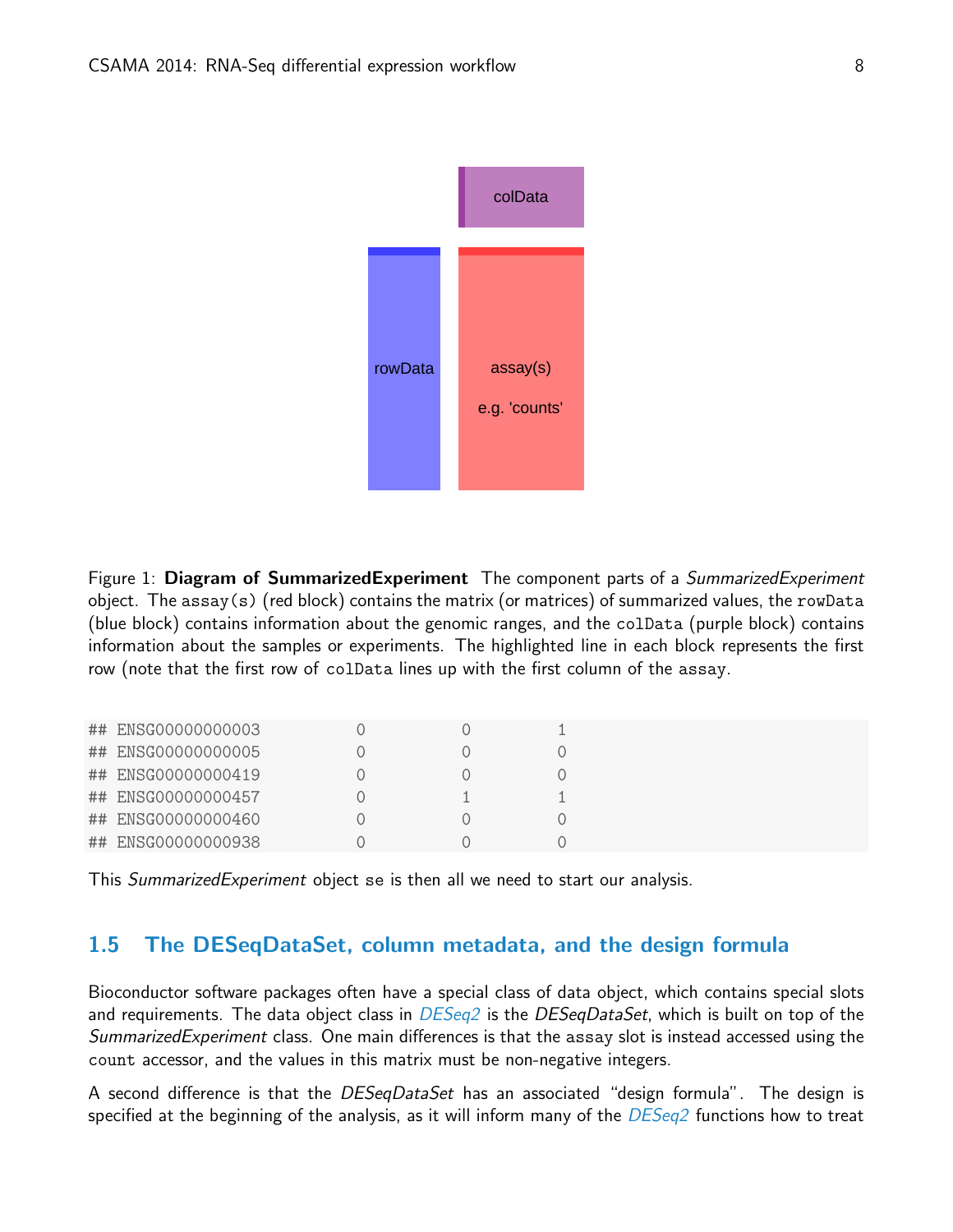Figure 1: **Diagram of SummarizedExperiment** The component parts of a *SummarizedExperiment* object. The `assay(s)` (red block) contains the matrix (or matrices) of summarized values, the `rowData` (blue block) contains information about the genomic ranges, and the `colData` (purple block) contains information about the samples or experiments. The highlighted line in each block represents the first row (note that the first row of `colData` lines up with the first column of the `assay`.

```
## ENSG00000000003          0          0          1
## ENSG00000000005          0          0          0
## ENSG00000000419          0          0          0
## ENSG00000000457          0          1          1
## ENSG00000000460          0          0          0
## ENSG00000000938          0          0          0
```

This *SummarizedExperiment* object `se` is then all we need to start our analysis.

## 1.5 The DESeqDataSet, column metadata, and the design formula

Bioconductor software packages often have a special class of data object, which contains special slots and requirements. The data object class in *DESeq2* is the *DESeqDataSet*, which is built on top of the *SummarizedExperiment* class. One main differences is that the `assay` slot is instead accessed using the `count` accessor, and the values in this matrix must be non-negative integers.

A second difference is that the *DESeqDataSet* has an associated "design formula". The design is specified at the beginning of the analysis, as it will inform many of the *DESeq2* functions how to treat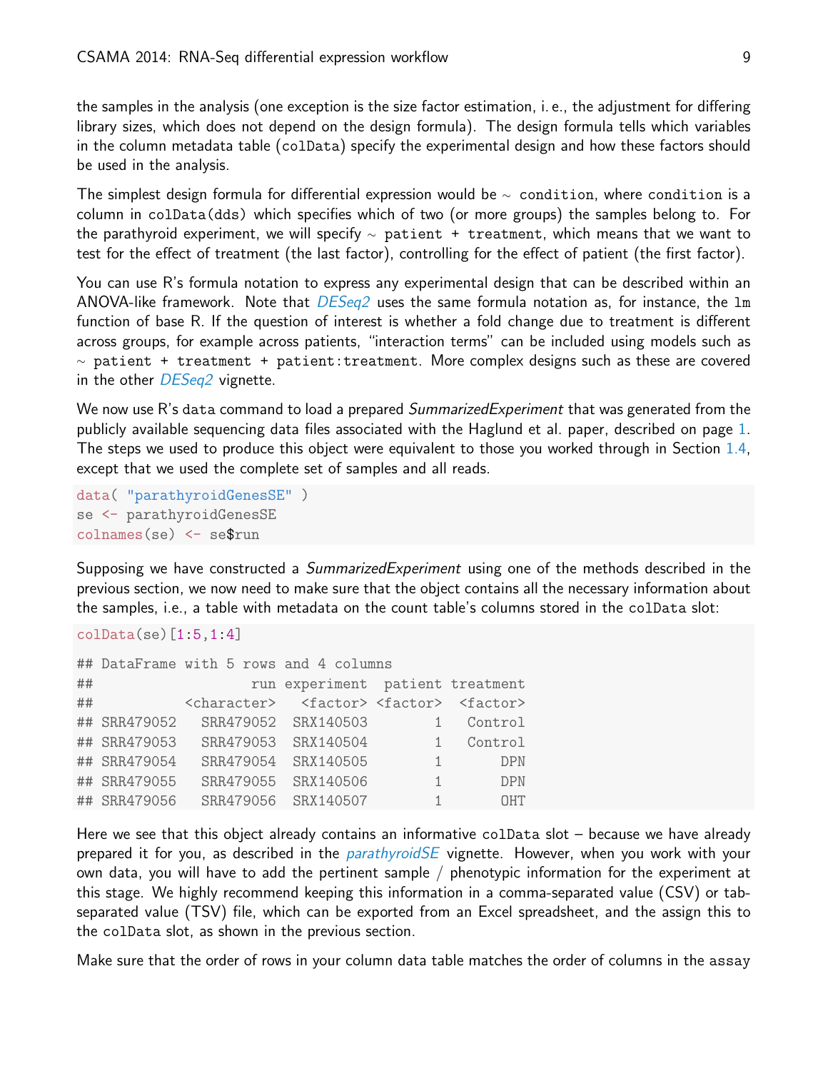the samples in the analysis (one exception is the size factor estimation, i. e., the adjustment for differing library sizes, which does not depend on the design formula). The design formula tells which variables in the column metadata table (`colData`) specify the experimental design and how these factors should be used in the analysis.

The simplest design formula for differential expression would be ~ `condition`, where `condition` is a column in `colData(dds)` which specifies which of two (or more groups) the samples belong to. For the parathyroid experiment, we will specify ~ `patient + treatment`, which means that we want to test for the effect of treatment (the last factor), controlling for the effect of patient (the first factor).

You can use R's formula notation to express any experimental design that can be described within an ANOVA-like framework. Note that *DESeq2* uses the same formula notation as, for instance, the `lm` function of base R. If the question of interest is whether a fold change due to treatment is different across groups, for example across patients, "interaction terms" can be included using models such as ~ `patient + treatment + patient:treatment`. More complex designs such as these are covered in the other *DESeq2* vignette.

We now use R's `data` command to load a prepared *SummarizedExperiment* that was generated from the publicly available sequencing data files associated with the Haglund et al. paper, described on page 1. The steps we used to produce this object were equivalent to those you worked through in Section 1.4, except that we used the complete set of samples and all reads.

```
data( "parathyroidGenesSE" )
se <- parathyroidGenesSE
colnames(se) <- se$run
```

Supposing we have constructed a *SummarizedExperiment* using one of the methods described in the previous section, we now need to make sure that the object contains all the necessary information about the samples, i.e., a table with metadata on the count table's columns stored in the `colData` slot:

```
colData(se)[1:5,1:4]

## DataFrame with 5 rows and 4 columns
##                   run experiment  patient treatment
##           <character>   <factor> <factor>  <factor>
## SRR479052   SRR479052  SRX140503        1   Control
## SRR479053   SRR479053  SRX140504        1   Control
## SRR479054   SRR479054  SRX140505        1       DPN
## SRR479055   SRR479055  SRX140506        1       DPN
## SRR479056   SRR479056  SRX140507        1       OHT
```

Here we see that this object already contains an informative `colData` slot – because we have already prepared it for you, as described in the *parathyroidSE* vignette. However, when you work with your own data, you will have to add the pertinent sample / phenotypic information for the experiment at this stage. We highly recommend keeping this information in a comma-separated value (CSV) or tab-separated value (TSV) file, which can be exported from an Excel spreadsheet, and the assign this to the `colData` slot, as shown in the previous section.

Make sure that the order of rows in your column data table matches the order of columns in the `assay`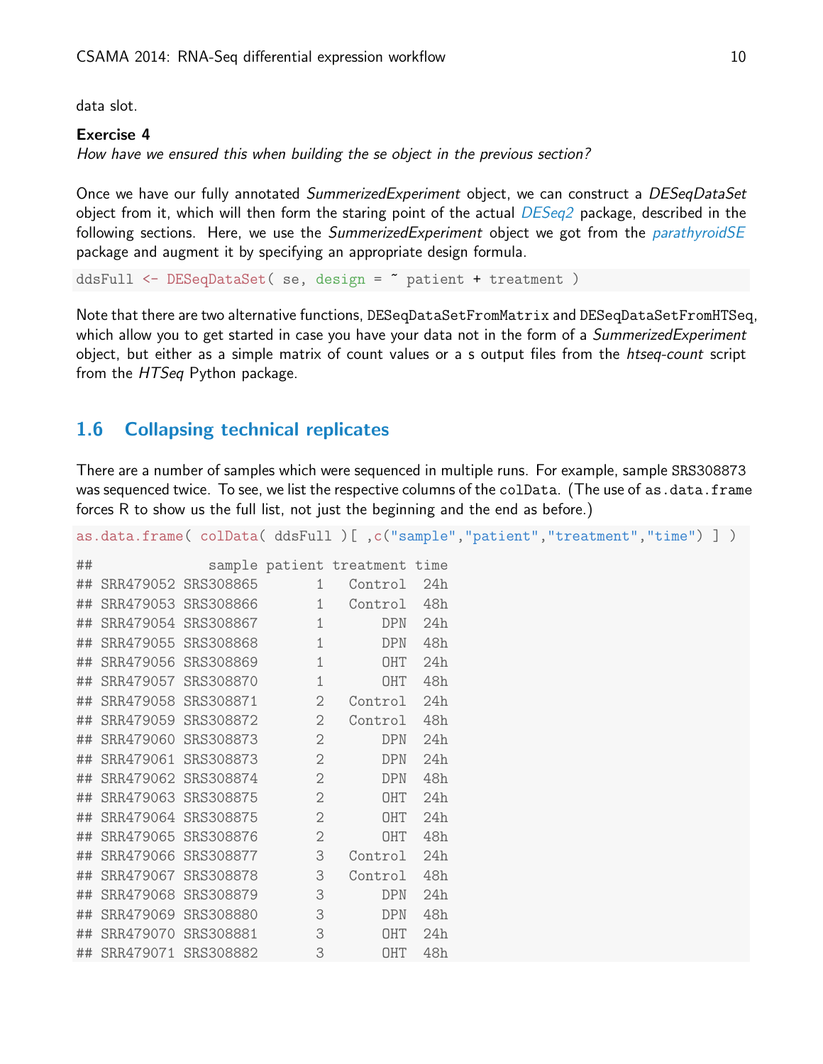data slot.

**Exercise 4**
*How have we ensured this when building the se object in the previous section?*

Once we have our fully annotated *SummerizedExperiment* object, we can construct a *DESeqDataSet* object from it, which will then form the staring point of the actual *DESeq2* package, described in the following sections. Here, we use the *SummerizedExperiment* object we got from the *parathyroidSE* package and augment it by specifying an appropriate design formula.

```
ddsFull <- DESeqDataSet( se, design = ~ patient + treatment )
```

Note that there are two alternative functions, `DESeqDataSetFromMatrix` and `DESeqDataSetFromHTSeq`, which allow you to get started in case you have your data not in the form of a *SummerizedExperiment* object, but either as a simple matrix of count values or a s output files from the *htseq-count* script from the *HTSeq* Python package.

## 1.6 Collapsing technical replicates

There are a number of samples which were sequenced in multiple runs. For example, sample SRS308873 was sequenced twice. To see, we list the respective columns of the `colData`. (The use of `as.data.frame` forces R to show us the full list, not just the beginning and the end as before.)

```
as.data.frame( colData( ddsFull )[ ,c("sample","patient","treatment","time") ] )
```

```
##              sample patient treatment time
## SRR479052 SRS308865       1   Control  24h
## SRR479053 SRS308866       1   Control  48h
## SRR479054 SRS308867       1       DPN  24h
## SRR479055 SRS308868       1       DPN  48h
## SRR479056 SRS308869       1       OHT  24h
## SRR479057 SRS308870       1       OHT  48h
## SRR479058 SRS308871       2   Control  24h
## SRR479059 SRS308872       2   Control  48h
## SRR479060 SRS308873       2       DPN  24h
## SRR479061 SRS308873       2       DPN  24h
## SRR479062 SRS308874       2       DPN  48h
## SRR479063 SRS308875       2       OHT  24h
## SRR479064 SRS308875       2       OHT  24h
## SRR479065 SRS308876       2       OHT  48h
## SRR479066 SRS308877       3   Control  24h
## SRR479067 SRS308878       3   Control  48h
## SRR479068 SRS308879       3       DPN  24h
## SRR479069 SRS308880       3       DPN  48h
## SRR479070 SRS308881       3       OHT  24h
## SRR479071 SRS308882       3       OHT  48h
```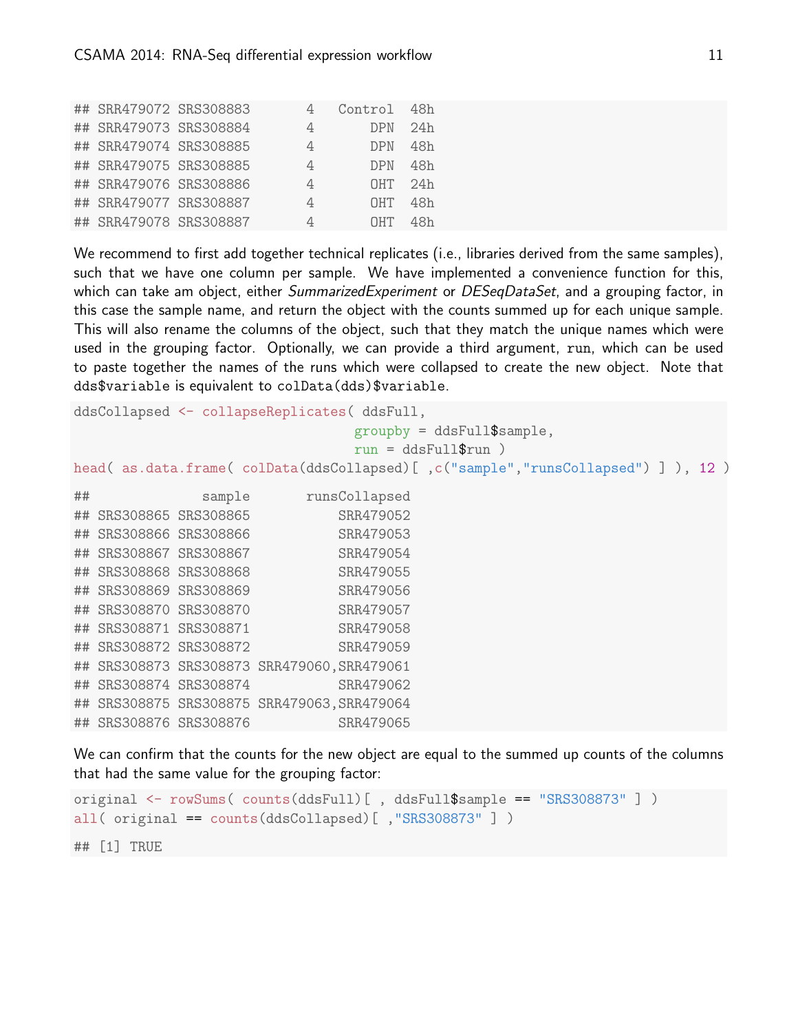```
## SRR479072 SRS308883       4   Control  48h
## SRR479073 SRS308884       4       DPN  24h
## SRR479074 SRS308885       4       DPN  48h
## SRR479075 SRS308885       4       DPN  48h
## SRR479076 SRS308886       4       OHT  24h
## SRR479077 SRS308887       4       OHT  48h
## SRR479078 SRS308887       4       OHT  48h
```

We recommend to first add together technical replicates (i.e., libraries derived from the same samples), such that we have one column per sample. We have implemented a convenience function for this, which can take am object, either *SummarizedExperiment* or *DESeqDataSet*, and a grouping factor, in this case the sample name, and return the object with the counts summed up for each unique sample. This will also rename the columns of the object, such that they match the unique names which were used in the grouping factor. Optionally, we can provide a third argument, `run`, which can be used to paste together the names of the runs which were collapsed to create the new object. Note that `dds$variable` is equivalent to `colData(dds)$variable`.

```
ddsCollapsed <- collapseReplicates( ddsFull,
                                    groupby = ddsFull$sample,
                                    run = ddsFull$run )
head( as.data.frame( colData(ddsCollapsed)[ ,c("sample","runsCollapsed") ] ), 12 )
```

```
##              sample       runsCollapsed
## SRS308865 SRS308865           SRR479052
## SRS308866 SRS308866           SRR479053
## SRS308867 SRS308867           SRR479054
## SRS308868 SRS308868           SRR479055
## SRS308869 SRS308869           SRR479056
## SRS308870 SRS308870           SRR479057
## SRS308871 SRS308871           SRR479058
## SRS308872 SRS308872           SRR479059
## SRS308873 SRS308873 SRR479060,SRR479061
## SRS308874 SRS308874           SRR479062
## SRS308875 SRS308875 SRR479063,SRR479064
## SRS308876 SRS308876           SRR479065
```

We can confirm that the counts for the new object are equal to the summed up counts of the columns that had the same value for the grouping factor:

```
original <- rowSums( counts(ddsFull)[ , ddsFull$sample == "SRS308873" ] )
all( original == counts(ddsCollapsed)[ ,"SRS308873" ] )
```

```
## [1] TRUE
```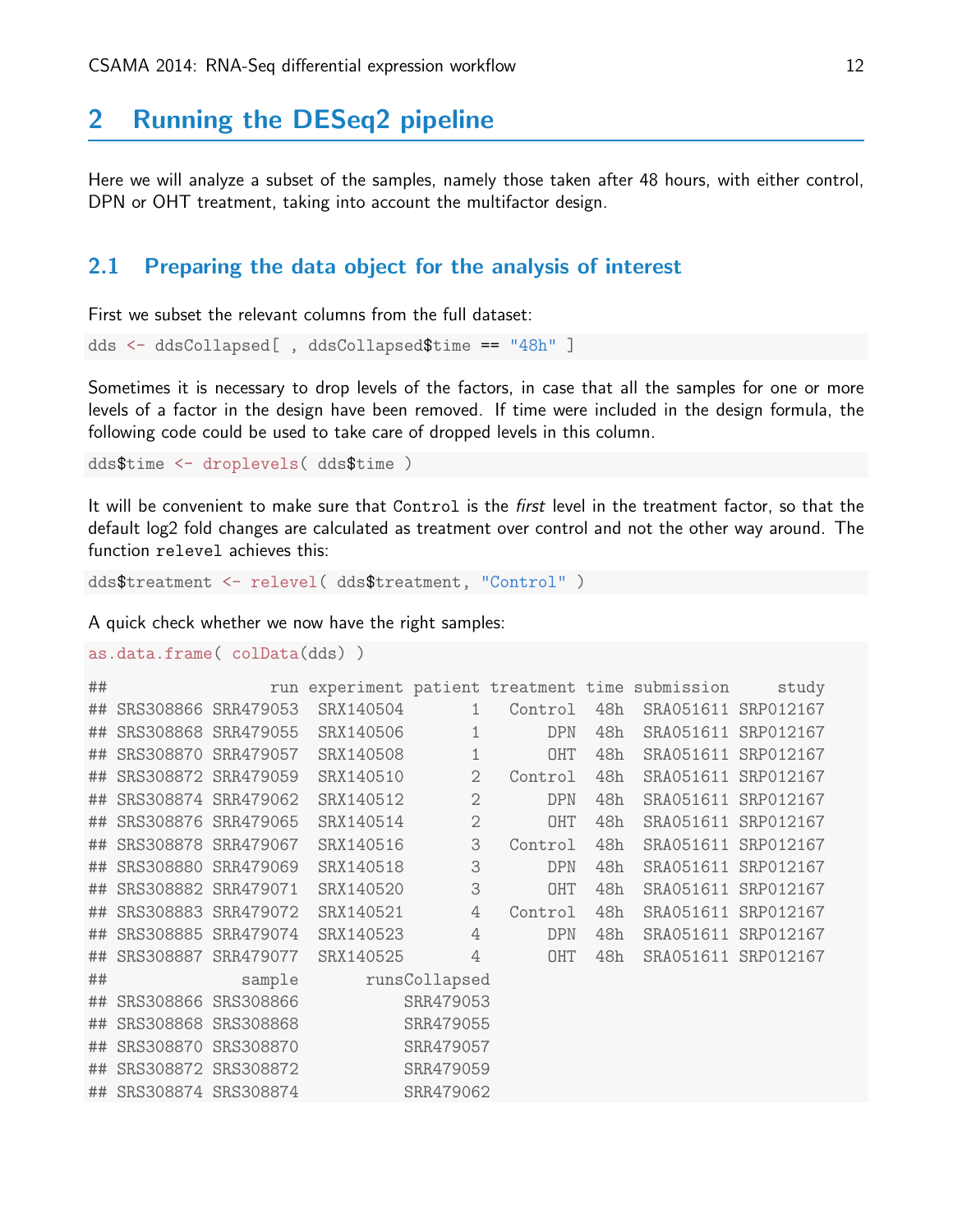# 2 Running the DESeq2 pipeline

Here we will analyze a subset of the samples, namely those taken after 48 hours, with either control, DPN or OHT treatment, taking into account the multifactor design.

## 2.1 Preparing the data object for the analysis of interest

First we subset the relevant columns from the full dataset:

```
dds <- ddsCollapsed[ , ddsCollapsed$time == "48h" ]
```

Sometimes it is necessary to drop levels of the factors, in case that all the samples for one or more levels of a factor in the design have been removed. If time were included in the design formula, the following code could be used to take care of dropped levels in this column.

```
dds$time <- droplevels( dds$time )
```

It will be convenient to make sure that `Control` is the *first* level in the treatment factor, so that the default log2 fold changes are calculated as treatment over control and not the other way around. The function `relevel` achieves this:

```
dds$treatment <- relevel( dds$treatment, "Control" )
```

A quick check whether we now have the right samples:

```
as.data.frame( colData(dds) )

##                 run experiment patient treatment time submission     study
## SRS308866 SRR479053  SRX140504       1   Control  48h  SRA051611 SRP012167
## SRS308868 SRR479055  SRX140506       1       DPN  48h  SRA051611 SRP012167
## SRS308870 SRR479057  SRX140508       1       OHT  48h  SRA051611 SRP012167
## SRS308872 SRR479059  SRX140510       2   Control  48h  SRA051611 SRP012167
## SRS308874 SRR479062  SRX140512       2       DPN  48h  SRA051611 SRP012167
## SRS308876 SRR479065  SRX140514       2       OHT  48h  SRA051611 SRP012167
## SRS308878 SRR479067  SRX140516       3   Control  48h  SRA051611 SRP012167
## SRS308880 SRR479069  SRX140518       3       DPN  48h  SRA051611 SRP012167
## SRS308882 SRR479071  SRX140520       3       OHT  48h  SRA051611 SRP012167
## SRS308883 SRR479072  SRX140521       4   Control  48h  SRA051611 SRP012167
## SRS308885 SRR479074  SRX140523       4       DPN  48h  SRA051611 SRP012167
## SRS308887 SRR479077  SRX140525       4       OHT  48h  SRA051611 SRP012167
##              sample       runsCollapsed
## SRS308866 SRS308866           SRR479053
## SRS308868 SRS308868           SRR479055
## SRS308870 SRS308870           SRR479057
## SRS308872 SRS308872           SRR479059
## SRS308874 SRS308874           SRR479062
```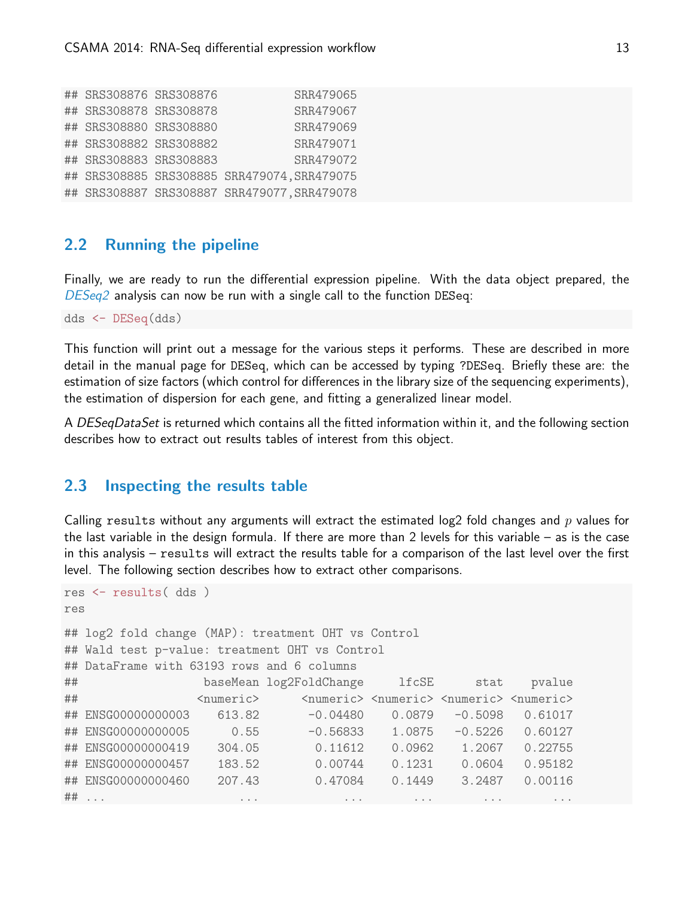```
## SRS308876 SRS308876           SRR479065
## SRS308878 SRS308878           SRR479067
## SRS308880 SRS308880           SRR479069
## SRS308882 SRS308882           SRR479071
## SRS308883 SRS308883           SRR479072
## SRS308885 SRS308885 SRR479074,SRR479075
## SRS308887 SRS308887 SRR479077,SRR479078
```

## 2.2 Running the pipeline

Finally, we are ready to run the differential expression pipeline. With the data object prepared, the *DESeq2* analysis can now be run with a single call to the function DESeq:

```
dds <- DESeq(dds)
```

This function will print out a message for the various steps it performs. These are described in more detail in the manual page for DESeq, which can be accessed by typing ?DESeq. Briefly these are: the estimation of size factors (which control for differences in the library size of the sequencing experiments), the estimation of dispersion for each gene, and fitting a generalized linear model.

A *DESeqDataSet* is returned which contains all the fitted information within it, and the following section describes how to extract out results tables of interest from this object.

## 2.3 Inspecting the results table

Calling results without any arguments will extract the estimated log2 fold changes and $p$ values for the last variable in the design formula. If there are more than 2 levels for this variable – as is the case in this analysis – results will extract the results table for a comparison of the last level over the first level. The following section describes how to extract other comparisons.

```
res <- results( dds )
res

## log2 fold change (MAP): treatment OHT vs Control
## Wald test p-value: treatment OHT vs Control
## DataFrame with 63193 rows and 6 columns
##                  baseMean log2FoldChange     lfcSE      stat    pvalue
##                 <numeric>      <numeric> <numeric> <numeric> <numeric>
## ENSG00000000003    613.82       -0.04480    0.0879   -0.5098   0.61017
## ENSG00000000005      0.55       -0.56833    1.0875   -0.5226   0.60127
## ENSG00000000419    304.05        0.11612    0.0962    1.2067   0.22755
## ENSG00000000457    183.52        0.00744    0.1231    0.0604   0.95182
## ENSG00000000460    207.43        0.47084    0.1449    3.2487   0.00116
## ...                   ...            ...       ...       ...       ...
```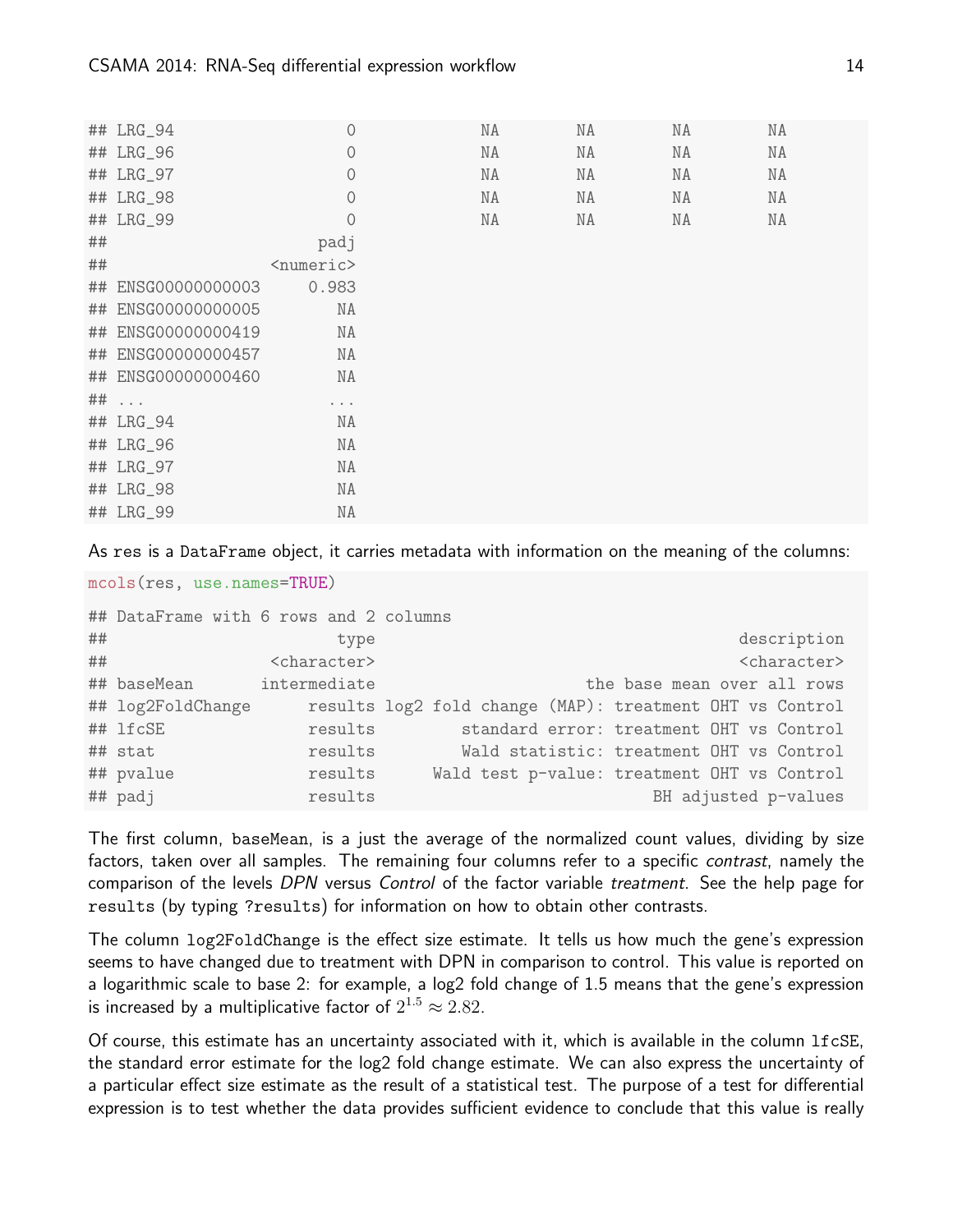```
## LRG_94                0          NA        NA        NA        NA
## LRG_96                0          NA        NA        NA        NA
## LRG_97                0          NA        NA        NA        NA
## LRG_98                0          NA        NA        NA        NA
## LRG_99                0          NA        NA        NA        NA
##                    padj
##               <numeric>
## ENSG00000000003   0.983
## ENSG00000000005      NA
## ENSG00000000419      NA
## ENSG00000000457      NA
## ENSG00000000460      NA
## ...                 ...
## LRG_94               NA
## LRG_96               NA
## LRG_97               NA
## LRG_98               NA
## LRG_99               NA
```

As `res` is a `DataFrame` object, it carries metadata with information on the meaning of the columns:

```
mcols(res, use.names=TRUE)
```

```
## DataFrame with 6 rows and 2 columns
##                        type                                   description
##                 <character>                                   <character>
## baseMean       intermediate                     the base mean over all rows
## log2FoldChange      results log2 fold change (MAP): treatment OHT vs Control
## lfcSE               results         standard error: treatment OHT vs Control
## stat                results         Wald statistic: treatment OHT vs Control
## pvalue              results      Wald test p-value: treatment OHT vs Control
## padj                results                           BH adjusted p-values
```

The first column, `baseMean`, is a just the average of the normalized count values, dividing by size factors, taken over all samples. The remaining four columns refer to a specific *contrast*, namely the comparison of the levels *DPN* versus *Control* of the factor variable *treatment*. See the help page for `results` (by typing `?results`) for information on how to obtain other contrasts.

The column `log2FoldChange` is the effect size estimate. It tells us how much the gene's expression seems to have changed due to treatment with DPN in comparison to control. This value is reported on a logarithmic scale to base 2: for example, a log2 fold change of 1.5 means that the gene's expression is increased by a multiplicative factor of $2^{1.5} \approx 2.82$.

Of course, this estimate has an uncertainty associated with it, which is available in the column `lfcSE`, the standard error estimate for the log2 fold change estimate. We can also express the uncertainty of a particular effect size estimate as the result of a statistical test. The purpose of a test for differential expression is to test whether the data provides sufficient evidence to conclude that this value is really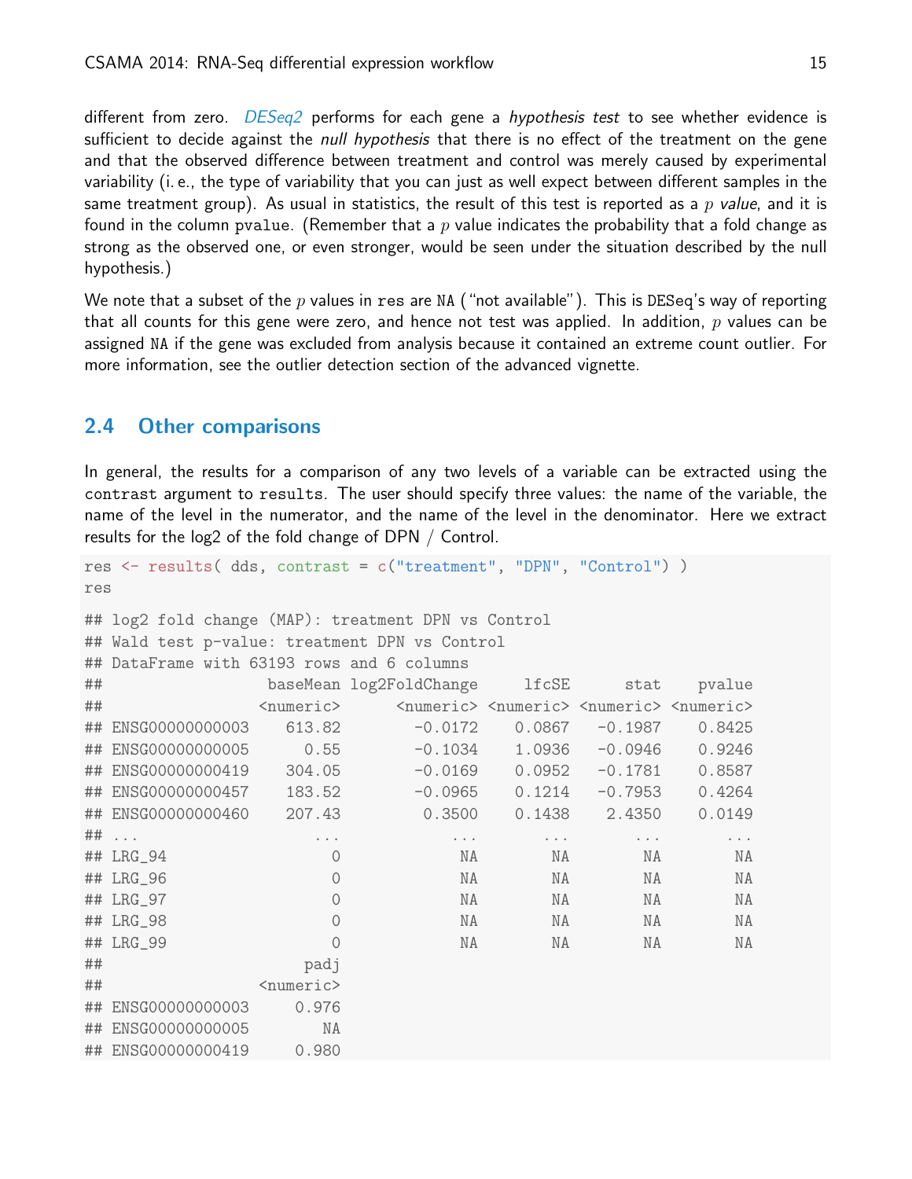different from zero. *DESeq2* performs for each gene a *hypothesis test* to see whether evidence is sufficient to decide against the *null hypothesis* that there is no effect of the treatment on the gene and that the observed difference between treatment and control was merely caused by experimental variability (i. e., the type of variability that you can just as well expect between different samples in the same treatment group). As usual in statistics, the result of this test is reported as a $p$ *value*, and it is found in the column pvalue. (Remember that a $p$ value indicates the probability that a fold change as strong as the observed one, or even stronger, would be seen under the situation described by the null hypothesis.)

We note that a subset of the $p$ values in res are NA ("not available"). This is DESeq's way of reporting that all counts for this gene were zero, and hence not test was applied. In addition, $p$ values can be assigned NA if the gene was excluded from analysis because it contained an extreme count outlier. For more information, see the outlier detection section of the advanced vignette.

## 2.4 Other comparisons

In general, the results for a comparison of any two levels of a variable can be extracted using the contrast argument to results. The user should specify three values: the name of the variable, the name of the level in the numerator, and the name of the level in the denominator. Here we extract results for the log2 of the fold change of DPN / Control.

```
res <- results( dds, contrast = c("treatment", "DPN", "Control") )
res

## log2 fold change (MAP): treatment DPN vs Control
## Wald test p-value: treatment DPN vs Control
## DataFrame with 63193 rows and 6 columns
##                  baseMean log2FoldChange     lfcSE      stat    pvalue
##                 <numeric>      <numeric> <numeric> <numeric> <numeric>
## ENSG00000000003    613.82        -0.0172    0.0867   -0.1987    0.8425
## ENSG00000000005      0.55        -0.1034    1.0936   -0.0946    0.9246
## ENSG00000000419    304.05        -0.0169    0.0952   -0.1781    0.8587
## ENSG00000000457    183.52        -0.0965    0.1214   -0.7953    0.4264
## ENSG00000000460    207.43         0.3500    0.1438    2.4350    0.0149
## ...                   ...            ...       ...       ...       ...
## LRG_94                  0             NA        NA        NA        NA
## LRG_96                  0             NA        NA        NA        NA
## LRG_97                  0             NA        NA        NA        NA
## LRG_98                  0             NA        NA        NA        NA
## LRG_99                  0             NA        NA        NA        NA
##                      padj
##                 <numeric>
## ENSG00000000003     0.976
## ENSG00000000005        NA
## ENSG00000000419     0.980
```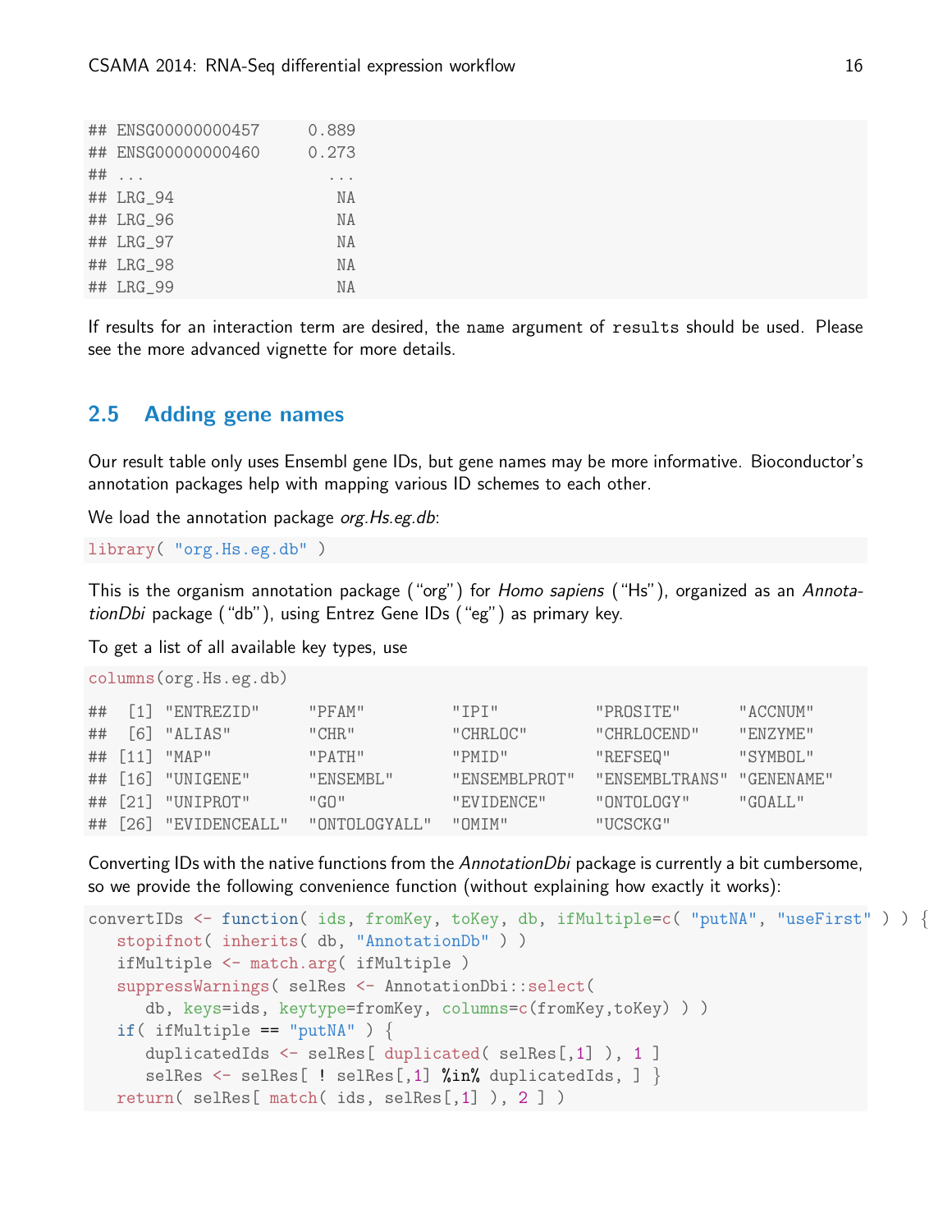```
## ENSG00000000457     0.889
## ENSG00000000460     0.273
## ...                   ...
## LRG_94                 NA
## LRG_96                 NA
## LRG_97                 NA
## LRG_98                 NA
## LRG_99                 NA
```

If results for an interaction term are desired, the name argument of results should be used. Please see the more advanced vignette for more details.

## 2.5 Adding gene names

Our result table only uses Ensembl gene IDs, but gene names may be more informative. Bioconductor's annotation packages help with mapping various ID schemes to each other.

We load the annotation package *org.Hs.eg.db*:

```
library( "org.Hs.eg.db" )
```

This is the organism annotation package ("org") for *Homo sapiens* ("Hs"), organized as an *AnnotationDbi* package ("db"), using Entrez Gene IDs ("eg") as primary key.

To get a list of all available key types, use

```
columns(org.Hs.eg.db)
```

```
##  [1] "ENTREZID"     "PFAM"         "IPI"          "PROSITE"      "ACCNUM"
##  [6] "ALIAS"        "CHR"          "CHRLOC"       "CHRLOCEND"    "ENZYME"
## [11] "MAP"          "PATH"         "PMID"         "REFSEQ"       "SYMBOL"
## [16] "UNIGENE"      "ENSEMBL"      "ENSEMBLPROT"  "ENSEMBLTRANS" "GENENAME"
## [21] "UNIPROT"      "GO"           "EVIDENCE"     "ONTOLOGY"     "GOALL"
## [26] "EVIDENCEALL"  "ONTOLOGYALL"  "OMIM"         "UCSCKG"
```

Converting IDs with the native functions from the *AnnotationDbi* package is currently a bit cumbersome, so we provide the following convenience function (without explaining how exactly it works):

```
convertIDs <- function( ids, fromKey, toKey, db, ifMultiple=c( "putNA", "useFirst" ) ) {
   stopifnot( inherits( db, "AnnotationDb" ) )
   ifMultiple <- match.arg( ifMultiple )
   suppressWarnings( selRes <- AnnotationDbi::select(
      db, keys=ids, keytype=fromKey, columns=c(fromKey,toKey) ) )
   if( ifMultiple == "putNA" ) {
      duplicatedIds <- selRes[ duplicated( selRes[,1] ), 1 ]
      selRes <- selRes[ ! selRes[,1] %in% duplicatedIds, ] }
   return( selRes[ match( ids, selRes[,1] ), 2 ] )
```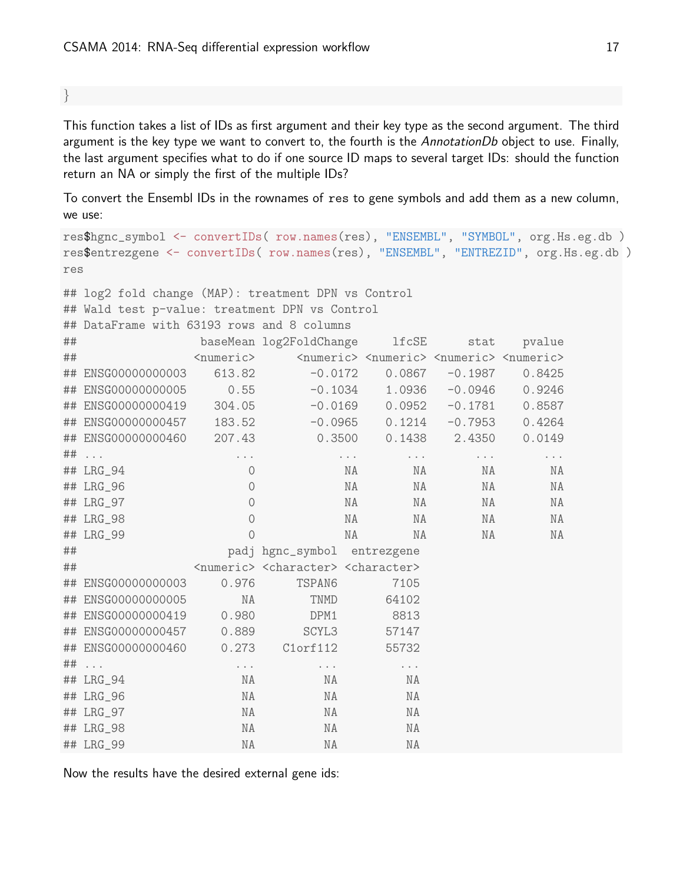```
}
```

This function takes a list of IDs as first argument and their key type as the second argument. The third argument is the key type we want to convert to, the fourth is the *AnnotationDb* object to use. Finally, the last argument specifies what to do if one source ID maps to several target IDs: should the function return an NA or simply the first of the multiple IDs?

To convert the Ensembl IDs in the rownames of `res` to gene symbols and add them as a new column, we use:

```
res$hgnc_symbol <- convertIDs( row.names(res), "ENSEMBL", "SYMBOL", org.Hs.eg.db )
res$entrezgene <- convertIDs( row.names(res), "ENSEMBL", "ENTREZID", org.Hs.eg.db )
res

## log2 fold change (MAP): treatment DPN vs Control
## Wald test p-value: treatment DPN vs Control
## DataFrame with 63193 rows and 8 columns
##                  baseMean log2FoldChange     lfcSE      stat    pvalue
##                 <numeric>      <numeric> <numeric> <numeric> <numeric>
## ENSG00000000003    613.82        -0.0172    0.0867   -0.1987    0.8425
## ENSG00000000005      0.55        -0.1034    1.0936   -0.0946    0.9246
## ENSG00000000419    304.05        -0.0169    0.0952   -0.1781    0.8587
## ENSG00000000457    183.52        -0.0965    0.1214   -0.7953    0.4264
## ENSG00000000460    207.43         0.3500    0.1438    2.4350    0.0149
## ...                   ...            ...       ...       ...       ...
## LRG_94                  0             NA        NA        NA        NA
## LRG_96                  0             NA        NA        NA        NA
## LRG_97                  0             NA        NA        NA        NA
## LRG_98                  0             NA        NA        NA        NA
## LRG_99                  0             NA        NA        NA        NA
##                      padj hgnc_symbol  entrezgene
##                 <numeric> <character> <character>
## ENSG00000000003     0.976      TSPAN6        7105
## ENSG00000000005        NA        TNMD       64102
## ENSG00000000419     0.980        DPM1        8813
## ENSG00000000457     0.889       SCYL3       57147
## ENSG00000000460     0.273    C1orf112       55732
## ...                   ...         ...         ...
## LRG_94                 NA          NA          NA
## LRG_96                 NA          NA          NA
## LRG_97                 NA          NA          NA
## LRG_98                 NA          NA          NA
## LRG_99                 NA          NA          NA
```

Now the results have the desired external gene ids: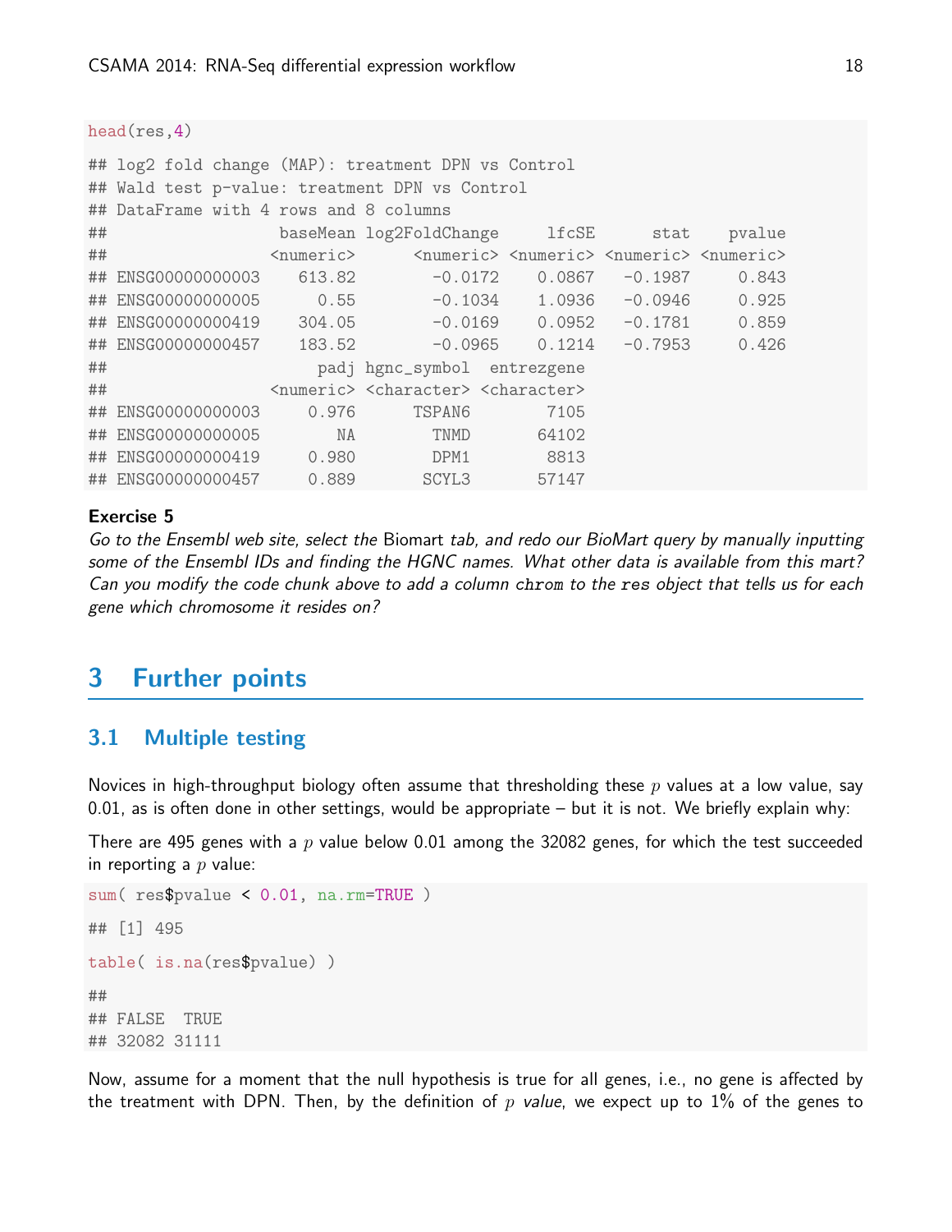```
head(res,4)

## log2 fold change (MAP): treatment DPN vs Control
## Wald test p-value: treatment DPN vs Control
## DataFrame with 4 rows and 8 columns
##                  baseMean log2FoldChange     lfcSE      stat    pvalue
##                 <numeric>      <numeric> <numeric> <numeric> <numeric>
## ENSG00000000003    613.82        -0.0172    0.0867   -0.1987     0.843
## ENSG00000000005      0.55        -0.1034    1.0936   -0.0946     0.925
## ENSG00000000419    304.05        -0.0169    0.0952   -0.1781     0.859
## ENSG00000000457    183.52        -0.0965    0.1214   -0.7953     0.426
##                      padj hgnc_symbol  entrezgene
##                 <numeric> <character> <character>
## ENSG00000000003     0.976      TSPAN6        7105
## ENSG00000000005        NA        TNMD       64102
## ENSG00000000419     0.980        DPM1        8813
## ENSG00000000457     0.889       SCYL3       57147
```

**Exercise 5**
*Go to the Ensembl web site, select the* Biomart *tab, and redo our BioMart query by manually inputting some of the Ensembl IDs and finding the HGNC names. What other data is available from this mart? Can you modify the code chunk above to add a column* `chrom` *to the* `res` *object that tells us for each gene which chromosome it resides on?*

# 3 Further points

## 3.1 Multiple testing

Novices in high-throughput biology often assume that thresholding these $p$ values at a low value, say 0.01, as is often done in other settings, would be appropriate – but it is not. We briefly explain why:

There are 495 genes with a $p$ value below 0.01 among the 32082 genes, for which the test succeeded in reporting a $p$ value:

```
sum( res$pvalue < 0.01, na.rm=TRUE )

## [1] 495

table( is.na(res$pvalue) )

##
## FALSE  TRUE
## 32082 31111
```

Now, assume for a moment that the null hypothesis is true for all genes, i.e., no gene is affected by the treatment with DPN. Then, by the definition of $p$ *value*, we expect up to 1% of the genes to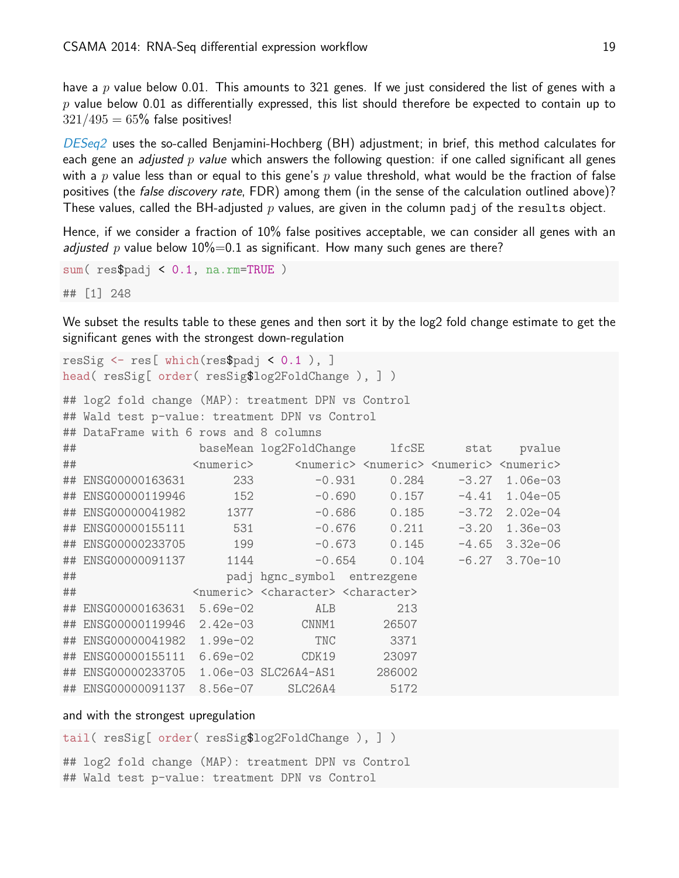have a $p$ value below 0.01. This amounts to 321 genes. If we just considered the list of genes with a $p$ value below 0.01 as differentially expressed, this list should therefore be expected to contain up to $321/495 = 65\%$ false positives!

*DESeq2* uses the so-called Benjamini-Hochberg (BH) adjustment; in brief, this method calculates for each gene an *adjusted $p$ value* which answers the following question: if one called significant all genes with a $p$ value less than or equal to this gene's $p$ value threshold, what would be the fraction of false positives (the *false discovery rate*, FDR) among them (in the sense of the calculation outlined above)? These values, called the BH-adjusted $p$ values, are given in the column `padj` of the `results` object.

Hence, if we consider a fraction of 10% false positives acceptable, we can consider all genes with an *adjusted $p$* value below 10%=0.1 as significant. How many such genes are there?

```
sum( res$padj < 0.1, na.rm=TRUE )

## [1] 248
```

We subset the results table to these genes and then sort it by the log2 fold change estimate to get the significant genes with the strongest down-regulation

```
resSig <- res[ which(res$padj < 0.1 ), ]
head( resSig[ order( resSig$log2FoldChange ), ] )

## log2 fold change (MAP): treatment DPN vs Control
## Wald test p-value: treatment DPN vs Control
## DataFrame with 6 rows and 8 columns
##                  baseMean log2FoldChange     lfcSE      stat    pvalue
##                 <numeric>      <numeric> <numeric> <numeric> <numeric>
## ENSG00000163631       233         -0.931     0.284     -3.27  1.06e-03
## ENSG00000119946       152         -0.690     0.157     -4.41  1.04e-05
## ENSG00000041982      1377         -0.686     0.185     -3.72  2.02e-04
## ENSG00000155111       531         -0.676     0.211     -3.20  1.36e-03
## ENSG00000233705       199         -0.673     0.145     -4.65  3.32e-06
## ENSG00000091137      1144         -0.654     0.104     -6.27  3.70e-10
##                      padj hgnc_symbol  entrezgene
##                 <numeric> <character> <character>
## ENSG00000163631  5.69e-02         ALB         213
## ENSG00000119946  2.42e-03       CNNM1       26507
## ENSG00000041982  1.99e-02         TNC        3371
## ENSG00000155111  6.69e-02       CDK19       23097
## ENSG00000233705  1.06e-03 SLC26A4-AS1      286002
## ENSG00000091137  8.56e-07     SLC26A4        5172
```

and with the strongest upregulation

```
tail( resSig[ order( resSig$log2FoldChange ), ] )

## log2 fold change (MAP): treatment DPN vs Control
## Wald test p-value: treatment DPN vs Control
```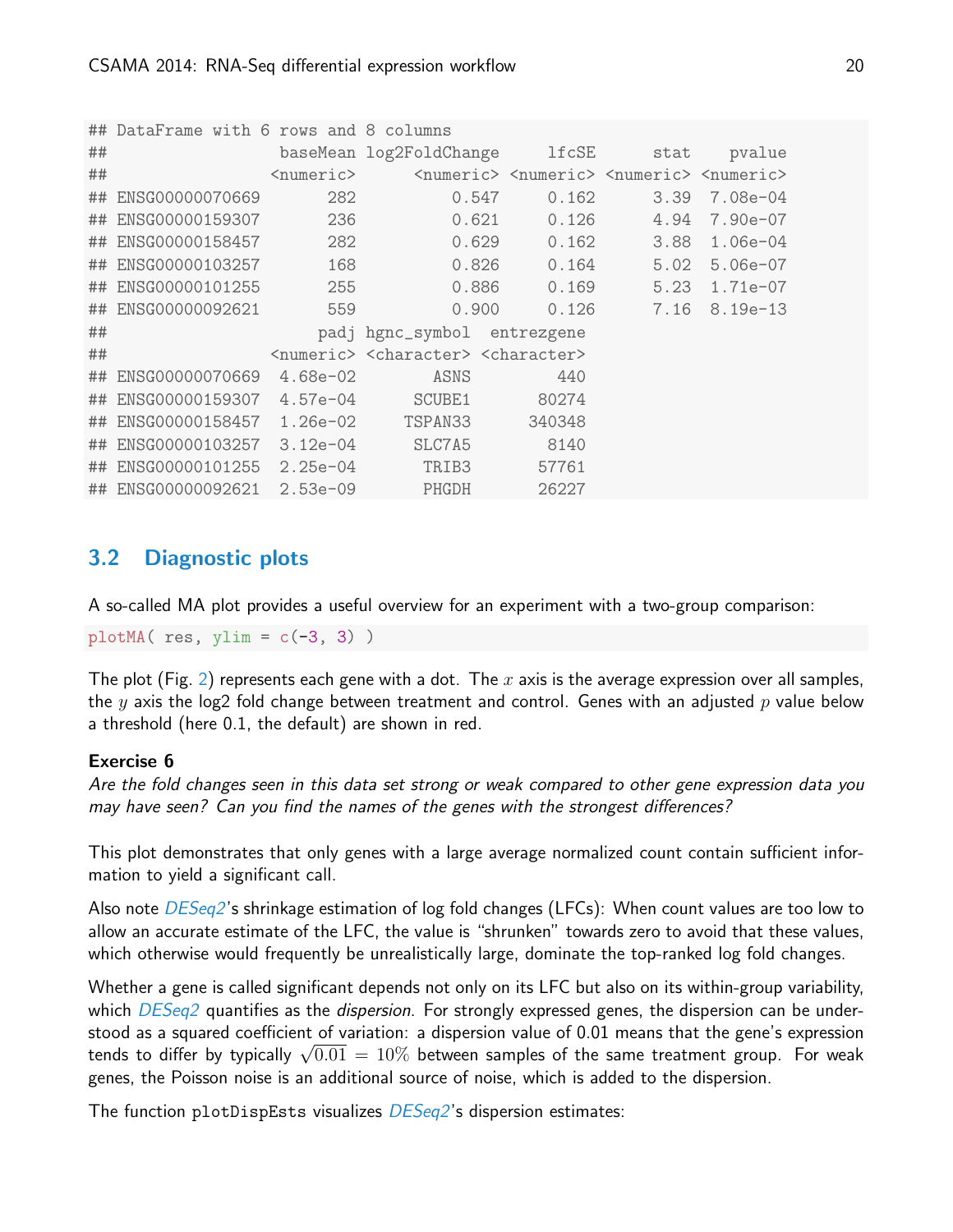```
## DataFrame with 6 rows and 8 columns
##                   baseMean log2FoldChange     lfcSE      stat    pvalue
##                  <numeric>      <numeric> <numeric> <numeric> <numeric>
## ENSG00000070669        282          0.547     0.162      3.39  7.08e-04
## ENSG00000159307        236          0.621     0.126      4.94  7.90e-07
## ENSG00000158457        282          0.629     0.162      3.88  1.06e-04
## ENSG00000103257        168          0.826     0.164      5.02  5.06e-07
## ENSG00000101255        255          0.886     0.169      5.23  1.71e-07
## ENSG00000092621        559          0.900     0.126      7.16  8.19e-13
##                       padj hgnc_symbol  entrezgene
##                  <numeric> <character> <character>
## ENSG00000070669   4.68e-02        ASNS         440
## ENSG00000159307   4.57e-04      SCUBE1       80274
## ENSG00000158457   1.26e-02     TSPAN33      340348
## ENSG00000103257   3.12e-04      SLC7A5        8140
## ENSG00000101255   2.25e-04       TRIB3       57761
## ENSG00000092621   2.53e-09       PHGDH       26227
```

## 3.2 Diagnostic plots

A so-called MA plot provides a useful overview for an experiment with a two-group comparison:

```
plotMA( res, ylim = c(-3, 3) )
```

The plot (Fig. 2) represents each gene with a dot. The $x$ axis is the average expression over all samples, the $y$ axis the log2 fold change between treatment and control. Genes with an adjusted $p$ value below a threshold (here 0.1, the default) are shown in red.

**Exercise 6**

*Are the fold changes seen in this data set strong or weak compared to other gene expression data you may have seen? Can you find the names of the genes with the strongest differences?*

This plot demonstrates that only genes with a large average normalized count contain sufficient information to yield a significant call.

Also note *DESeq2*'s shrinkage estimation of log fold changes (LFCs): When count values are too low to allow an accurate estimate of the LFC, the value is "shrunken" towards zero to avoid that these values, which otherwise would frequently be unrealistically large, dominate the top-ranked log fold changes.

Whether a gene is called significant depends not only on its LFC but also on its within-group variability, which *DESeq2* quantifies as the *dispersion*. For strongly expressed genes, the dispersion can be understood as a squared coefficient of variation: a dispersion value of 0.01 means that the gene's expression tends to differ by typically $\sqrt{0.01} = 10\%$ between samples of the same treatment group. For weak genes, the Poisson noise is an additional source of noise, which is added to the dispersion.

The function plotDispEsts visualizes *DESeq2*'s dispersion estimates: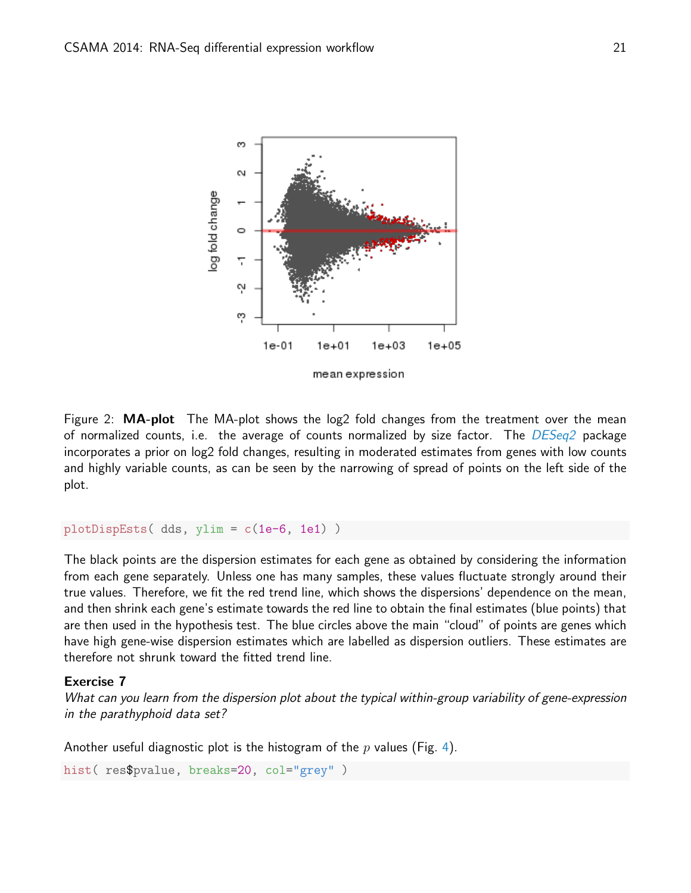Figure 2: **MA-plot** The MA-plot shows the log2 fold changes from the treatment over the mean of normalized counts, i.e. the average of counts normalized by size factor. The *DESeq2* package incorporates a prior on log2 fold changes, resulting in moderated estimates from genes with low counts and highly variable counts, as can be seen by the narrowing of spread of points on the left side of the plot.

```
plotDispEsts( dds, ylim = c(1e-6, 1e1) )
```

The black points are the dispersion estimates for each gene as obtained by considering the information from each gene separately. Unless one has many samples, these values fluctuate strongly around their true values. Therefore, we fit the red trend line, which shows the dispersions' dependence on the mean, and then shrink each gene's estimate towards the red line to obtain the final estimates (blue points) that are then used in the hypothesis test. The blue circles above the main "cloud" of points are genes which have high gene-wise dispersion estimates which are labelled as dispersion outliers. These estimates are therefore not shrunk toward the fitted trend line.

**Exercise 7**

*What can you learn from the dispersion plot about the typical within-group variability of gene-expression in the parathyphoid data set?*

Another useful diagnostic plot is the histogram of the $p$ values (Fig. 4).

```
hist( res$pvalue, breaks=20, col="grey" )
```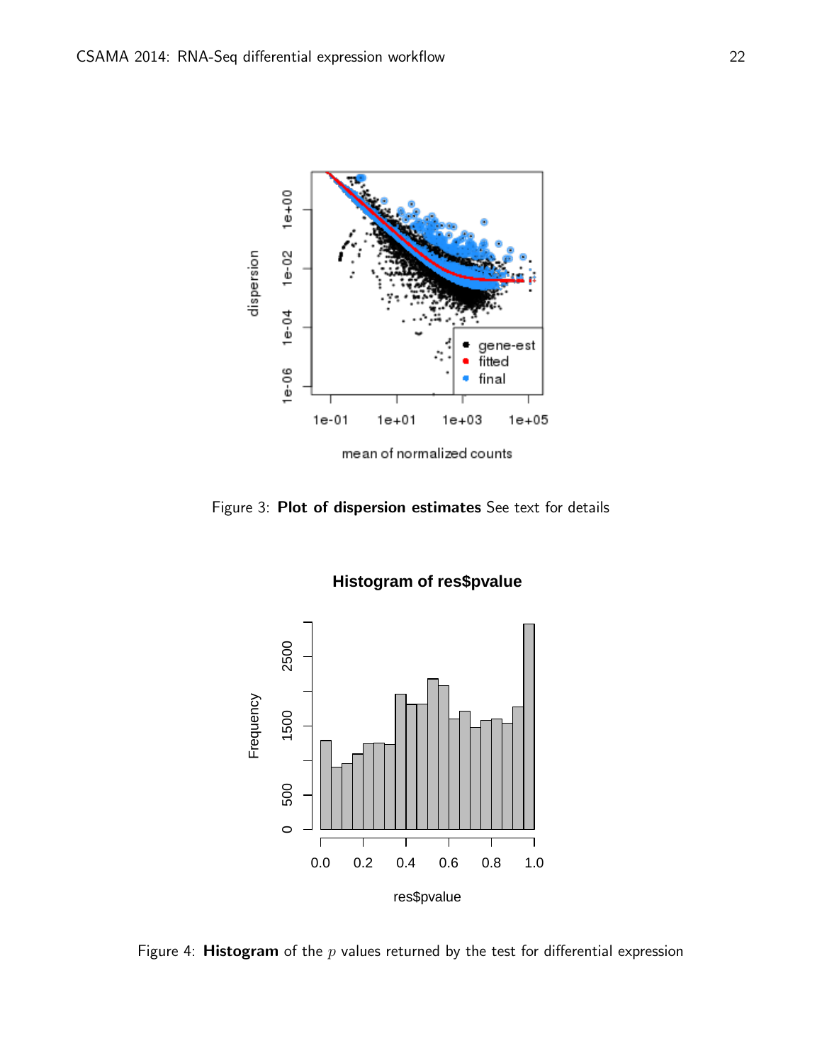Figure 3: **Plot of dispersion estimates** See text for details

Figure 4: **Histogram** of the $p$ values returned by the test for differential expression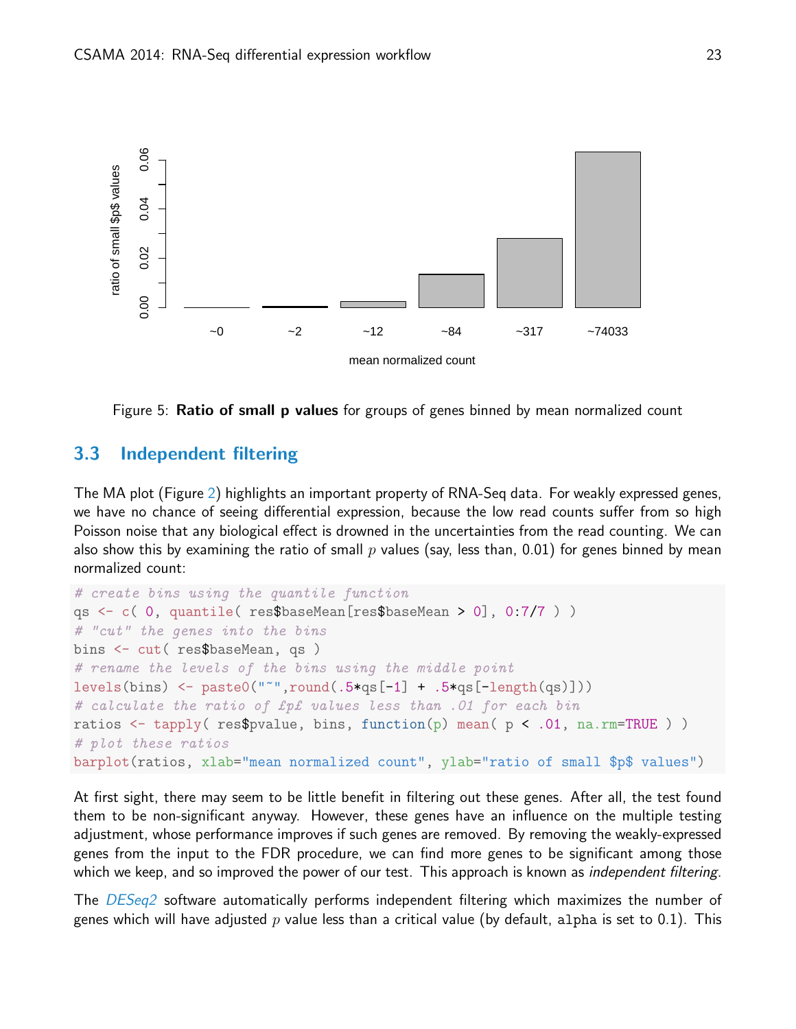Figure 5: **Ratio of small p values** for groups of genes binned by mean normalized count

## 3.3 Independent filtering

The MA plot (Figure 2) highlights an important property of RNA-Seq data. For weakly expressed genes, we have no chance of seeing differential expression, because the low read counts suffer from so high Poisson noise that any biological effect is drowned in the uncertainties from the read counting. We can also show this by examining the ratio of small $p$ values (say, less than, 0.01) for genes binned by mean normalized count:

```
# create bins using the quantile function
qs <- c( 0, quantile( res$baseMean[res$baseMean > 0], 0:7/7 ) )
# "cut" the genes into the bins
bins <- cut( res$baseMean, qs )
# rename the levels of the bins using the middle point
levels(bins) <- paste0("~",round(.5*qs[-1] + .5*qs[-length(qs)]))
# calculate the ratio of £p£ values less than .01 for each bin
ratios <- tapply( res$pvalue, bins, function(p) mean( p < .01, na.rm=TRUE ) )
# plot these ratios
barplot(ratios, xlab="mean normalized count", ylab="ratio of small $p$ values")
```

At first sight, there may seem to be little benefit in filtering out these genes. After all, the test found them to be non-significant anyway. However, these genes have an influence on the multiple testing adjustment, whose performance improves if such genes are removed. By removing the weakly-expressed genes from the input to the FDR procedure, we can find more genes to be significant among those which we keep, and so improved the power of our test. This approach is known as *independent filtering*.

The *DESeq2* software automatically performs independent filtering which maximizes the number of genes which will have adjusted $p$ value less than a critical value (by default, alpha is set to 0.1). This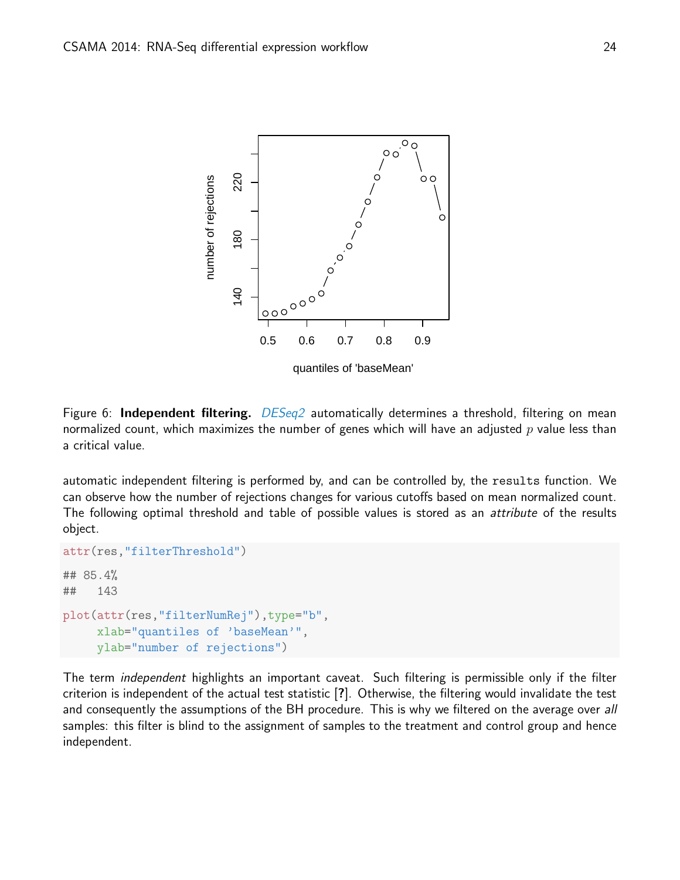Figure 6: **Independent filtering.** *DESeq2* automatically determines a threshold, filtering on mean normalized count, which maximizes the number of genes which will have an adjusted $p$ value less than a critical value.

automatic independent filtering is performed by, and can be controlled by, the `results` function. We can observe how the number of rejections changes for various cutoffs based on mean normalized count. The following optimal threshold and table of possible values is stored as an *attribute* of the results object.

```
attr(res,"filterThreshold")

## 85.4%
##   143

plot(attr(res,"filterNumRej"),type="b",
     xlab="quantiles of 'baseMean'",
     ylab="number of rejections")
```

The term *independent* highlights an important caveat. Such filtering is permissible only if the filter criterion is independent of the actual test statistic [?]. Otherwise, the filtering would invalidate the test and consequently the assumptions of the BH procedure. This is why we filtered on the average over *all* samples: this filter is blind to the assignment of samples to the treatment and control group and hence independent.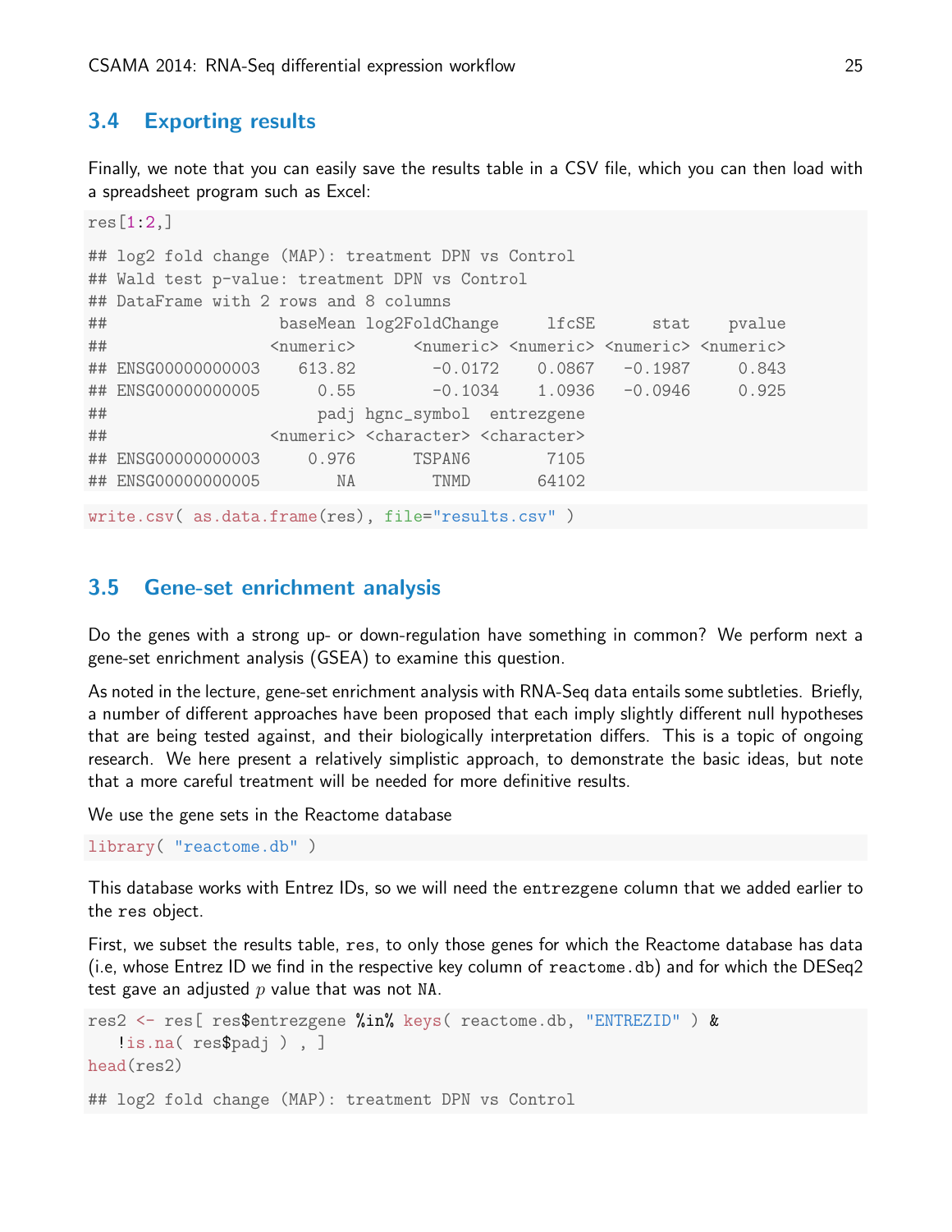### 3.4 Exporting results

Finally, we note that you can easily save the results table in a CSV file, which you can then load with a spreadsheet program such as Excel:

```
res[1:2,]

## log2 fold change (MAP): treatment DPN vs Control
## Wald test p-value: treatment DPN vs Control
## DataFrame with 2 rows and 8 columns
##                  baseMean log2FoldChange     lfcSE      stat    pvalue
##                 <numeric>      <numeric> <numeric> <numeric> <numeric>
## ENSG00000000003    613.82        -0.0172    0.0867   -0.1987     0.843
## ENSG00000000005      0.55        -0.1034    1.0936   -0.0946     0.925
##                      padj hgnc_symbol  entrezgene
##                 <numeric> <character> <character>
## ENSG00000000003     0.976      TSPAN6        7105
## ENSG00000000005        NA        TNMD       64102
```

```
write.csv( as.data.frame(res), file="results.csv" )
```

### 3.5 Gene-set enrichment analysis

Do the genes with a strong up- or down-regulation have something in common? We perform next a gene-set enrichment analysis (GSEA) to examine this question.

As noted in the lecture, gene-set enrichment analysis with RNA-Seq data entails some subtleties. Briefly, a number of different approaches have been proposed that each imply slightly different null hypotheses that are being tested against, and their biologically interpretation differs. This is a topic of ongoing research. We here present a relatively simplistic approach, to demonstrate the basic ideas, but note that a more careful treatment will be needed for more definitive results.

We use the gene sets in the Reactome database

```
library( "reactome.db" )
```

This database works with Entrez IDs, so we will need the `entrezgene` column that we added earlier to the `res` object.

First, we subset the results table, `res`, to only those genes for which the Reactome database has data (i.e, whose Entrez ID we find in the respective key column of `reactome.db`) and for which the DESeq2 test gave an adjusted $p$ value that was not `NA`.

```
res2 <- res[ res$entrezgene %in% keys( reactome.db, "ENTREZID" ) &
   !is.na( res$padj ) , ]
head(res2)

## log2 fold change (MAP): treatment DPN vs Control
```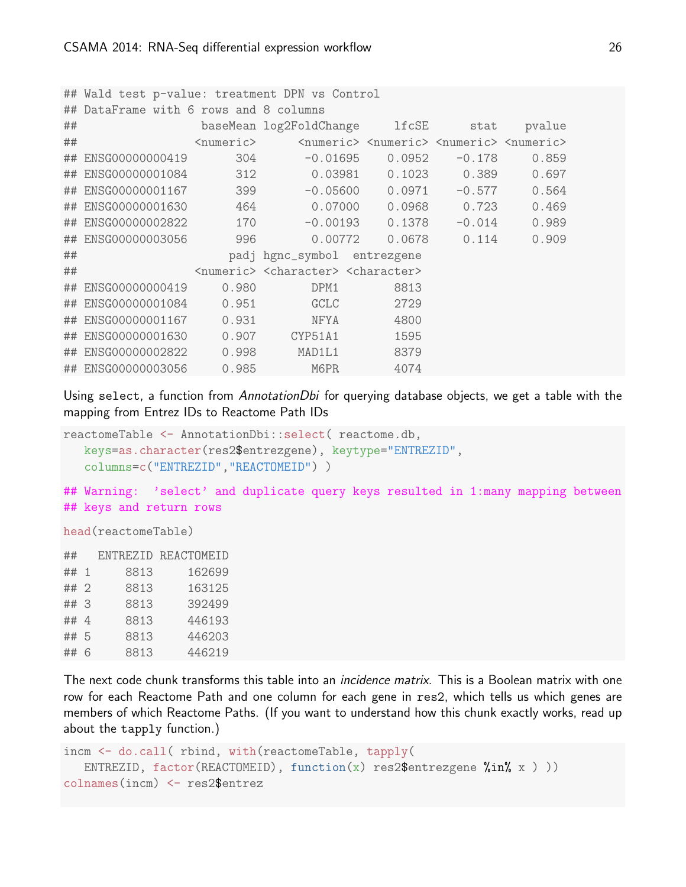```
## Wald test p-value: treatment DPN vs Control
## DataFrame with 6 rows and 8 columns
##                  baseMean log2FoldChange     lfcSE      stat    pvalue
##                 <numeric>      <numeric> <numeric> <numeric> <numeric>
## ENSG00000000419       304       -0.01695    0.0952    -0.178     0.859
## ENSG00000001084       312        0.03981    0.1023     0.389     0.697
## ENSG00000001167       399       -0.05600    0.0971    -0.577     0.564
## ENSG00000001630       464        0.07000    0.0968     0.723     0.469
## ENSG00000002822       170       -0.00193    0.1378    -0.014     0.989
## ENSG00000003056       996        0.00772    0.0678     0.114     0.909
##                      padj hgnc_symbol  entrezgene
##                 <numeric> <character> <character>
## ENSG00000000419     0.980        DPM1        8813
## ENSG00000001084     0.951        GCLC        2729
## ENSG00000001167     0.931        NFYA        4800
## ENSG00000001630     0.907     CYP51A1        1595
## ENSG00000002822     0.998      MAD1L1        8379
## ENSG00000003056     0.985        M6PR        4074
```

Using `select`, a function from *AnnotationDbi* for querying database objects, we get a table with the mapping from Entrez IDs to Reactome Path IDs

```
reactomeTable <- AnnotationDbi::select( reactome.db,
   keys=as.character(res2$entrezgene), keytype="ENTREZID",
   columns=c("ENTREZID","REACTOMEID") )

## Warning:  'select' and duplicate query keys resulted in 1:many mapping between
## keys and return rows

head(reactomeTable)

##   ENTREZID REACTOMEID
## 1     8813     162699
## 2     8813     163125
## 3     8813     392499
## 4     8813     446193
## 5     8813     446203
## 6     8813     446219
```

The next code chunk transforms this table into an *incidence matrix*. This is a Boolean matrix with one row for each Reactome Path and one column for each gene in `res2`, which tells us which genes are members of which Reactome Paths. (If you want to understand how this chunk exactly works, read up about the `tapply` function.)

```
incm <- do.call( rbind, with(reactomeTable, tapply(
   ENTREZID, factor(REACTOMEID), function(x) res2$entrezgene %in% x ) ))
colnames(incm) <- res2$entrez
```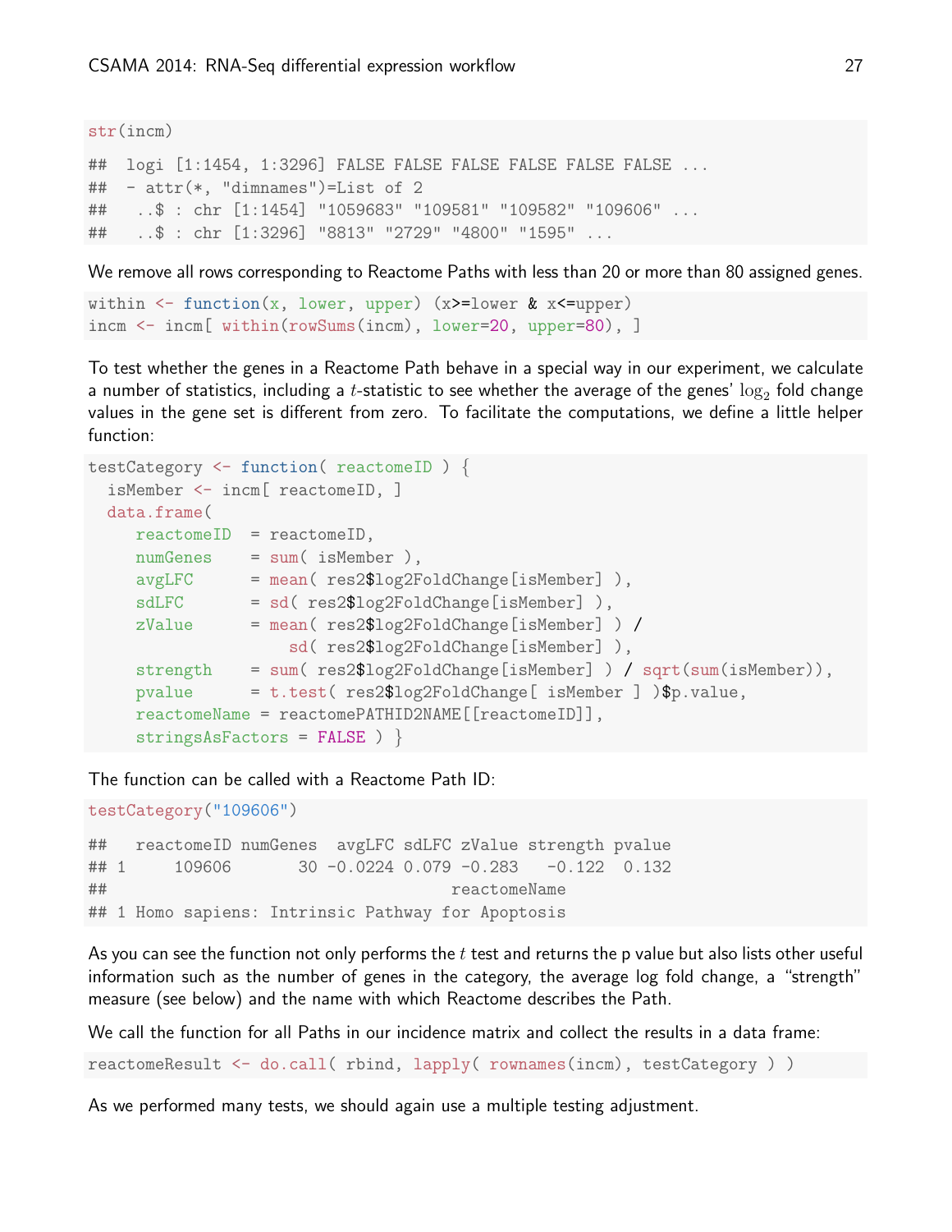```
str(incm)

##  logi [1:1454, 1:3296] FALSE FALSE FALSE FALSE FALSE FALSE ...
##  - attr(*, "dimnames")=List of 2
##   ..$ : chr [1:1454] "1059683" "109581" "109582" "109606" ...
##   ..$ : chr [1:3296] "8813" "2729" "4800" "1595" ...
```

We remove all rows corresponding to Reactome Paths with less than 20 or more than 80 assigned genes.

```
within <- function(x, lower, upper) (x>=lower & x<=upper)
incm <- incm[ within(rowSums(incm), lower=20, upper=80), ]
```

To test whether the genes in a Reactome Path behave in a special way in our experiment, we calculate a number of statistics, including a $t$-statistic to see whether the average of the genes' $\log_2$ fold change values in the gene set is different from zero. To facilitate the computations, we define a little helper function:

```
testCategory <- function( reactomeID ) {
  isMember <- incm[ reactomeID, ]
  data.frame(
     reactomeID  = reactomeID,
     numGenes    = sum( isMember ),
     avgLFC      = mean( res2$log2FoldChange[isMember] ),
     sdLFC       = sd( res2$log2FoldChange[isMember] ),
     zValue      = mean( res2$log2FoldChange[isMember] ) /
                     sd( res2$log2FoldChange[isMember] ),
     strength    = sum( res2$log2FoldChange[isMember] ) / sqrt(sum(isMember)),
     pvalue      = t.test( res2$log2FoldChange[ isMember ] )$p.value,
     reactomeName = reactomePATHID2NAME[[reactomeID]],
     stringsAsFactors = FALSE ) }
```

The function can be called with a Reactome Path ID:

```
testCategory("109606")

##   reactomeID numGenes  avgLFC sdLFC zValue strength pvalue
## 1     109606       30 -0.0224 0.079 -0.283   -0.122  0.132
##                                  reactomeName
## 1 Homo sapiens: Intrinsic Pathway for Apoptosis
```

As you can see the function not only performs the $t$ test and returns the p value but also lists other useful information such as the number of genes in the category, the average log fold change, a "strength" measure (see below) and the name with which Reactome describes the Path.

We call the function for all Paths in our incidence matrix and collect the results in a data frame:

```
reactomeResult <- do.call( rbind, lapply( rownames(incm), testCategory ) )
```

As we performed many tests, we should again use a multiple testing adjustment.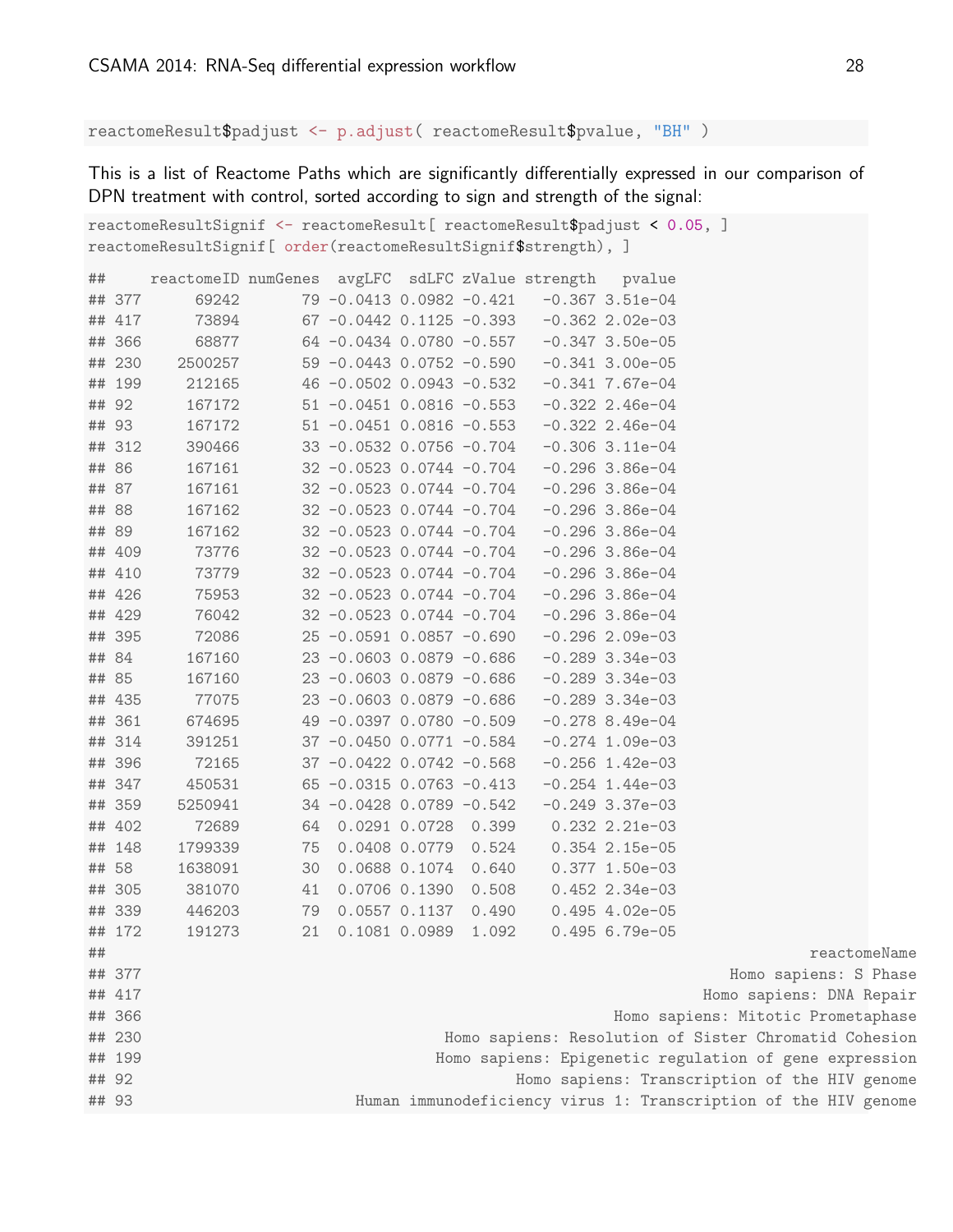```r
reactomeResult$padjust <- p.adjust( reactomeResult$pvalue, "BH" )
```

This is a list of Reactome Paths which are significantly differentially expressed in our comparison of DPN treatment with control, sorted according to sign and strength of the signal:

```r
reactomeResultSignif <- reactomeResult[ reactomeResult$padjust < 0.05, ]
reactomeResultSignif[ order(reactomeResultSignif$strength), ]
```

```
##     reactomeID numGenes  avgLFC  sdLFC zValue strength   pvalue
## 377      69242       79 -0.0413 0.0982 -0.421   -0.367 3.51e-04
## 417      73894       67 -0.0442 0.1125 -0.393   -0.362 2.02e-03
## 366      68877       64 -0.0434 0.0780 -0.557   -0.347 3.50e-05
## 230    2500257       59 -0.0443 0.0752 -0.590   -0.341 3.00e-05
## 199     212165       46 -0.0502 0.0943 -0.532   -0.341 7.67e-04
## 92      167172       51 -0.0451 0.0816 -0.553   -0.322 2.46e-04
## 93      167172       51 -0.0451 0.0816 -0.553   -0.322 2.46e-04
## 312     390466       33 -0.0532 0.0756 -0.704   -0.306 3.11e-04
## 86      167161       32 -0.0523 0.0744 -0.704   -0.296 3.86e-04
## 87      167161       32 -0.0523 0.0744 -0.704   -0.296 3.86e-04
## 88      167162       32 -0.0523 0.0744 -0.704   -0.296 3.86e-04
## 89      167162       32 -0.0523 0.0744 -0.704   -0.296 3.86e-04
## 409      73776       32 -0.0523 0.0744 -0.704   -0.296 3.86e-04
## 410      73779       32 -0.0523 0.0744 -0.704   -0.296 3.86e-04
## 426      75953       32 -0.0523 0.0744 -0.704   -0.296 3.86e-04
## 429      76042       32 -0.0523 0.0744 -0.704   -0.296 3.86e-04
## 395      72086       25 -0.0591 0.0857 -0.690   -0.296 2.09e-03
## 84      167160       23 -0.0603 0.0879 -0.686   -0.289 3.34e-03
## 85      167160       23 -0.0603 0.0879 -0.686   -0.289 3.34e-03
## 435      77075       23 -0.0603 0.0879 -0.686   -0.289 3.34e-03
## 361     674695       49 -0.0397 0.0780 -0.509   -0.278 8.49e-04
## 314     391251       37 -0.0450 0.0771 -0.584   -0.274 1.09e-03
## 396      72165       37 -0.0422 0.0742 -0.568   -0.256 1.42e-03
## 347     450531       65 -0.0315 0.0763 -0.413   -0.254 1.44e-03
## 359    5250941       34 -0.0428 0.0789 -0.542   -0.249 3.37e-03
## 402      72689       64  0.0291 0.0728  0.399    0.232 2.21e-03
## 148    1799339       75  0.0408 0.0779  0.524    0.354 2.15e-05
## 58     1638091       30  0.0688 0.1074  0.640    0.377 1.50e-03
## 305     381070       41  0.0706 0.1390  0.508    0.452 2.34e-03
## 339     446203       79  0.0557 0.1137  0.490    0.495 4.02e-05
## 172     191273       21  0.1081 0.0989  1.092    0.495 6.79e-05
##                                                                            reactomeName
## 377                                                                Homo sapiens: S Phase
## 417                                                             Homo sapiens: DNA Repair
## 366                                                   Homo sapiens: Mitotic Prometaphase
## 230                                  Homo sapiens: Resolution of Sister Chromatid Cohesion
## 199                                 Homo sapiens: Epigenetic regulation of gene expression
## 92                                          Homo sapiens: Transcription of the HIV genome
## 93                          Human immunodeficiency virus 1: Transcription of the HIV genome
```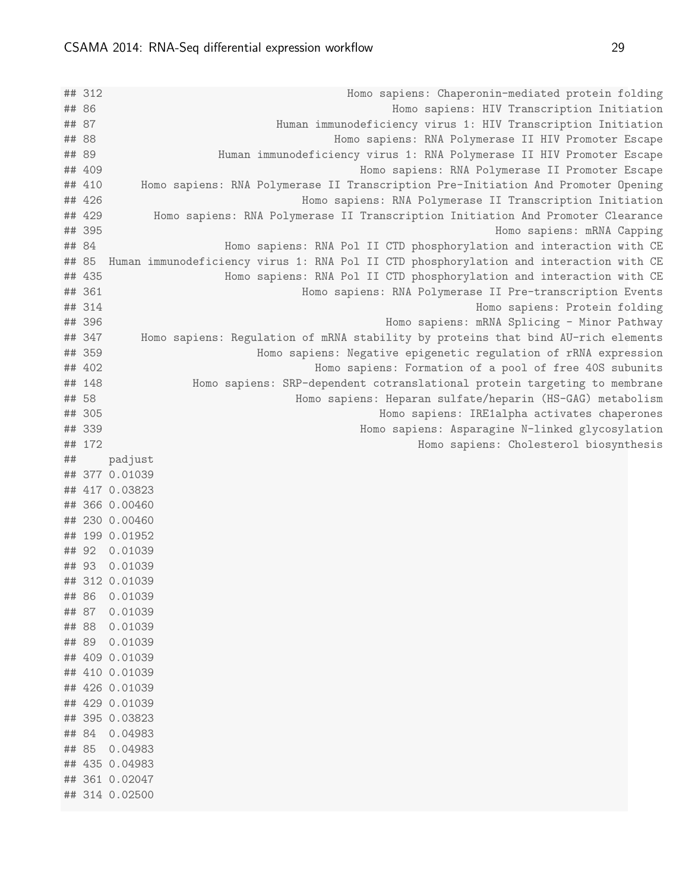```
## 312                                              Homo sapiens: Chaperonin-mediated protein folding
## 86                                                      Homo sapiens: HIV Transcription Initiation
## 87                                  Human immunodeficiency virus 1: HIV Transcription Initiation
## 88                                           Homo sapiens: RNA Polymerase II HIV Promoter Escape
## 89                            Human immunodeficiency virus 1: RNA Polymerase II HIV Promoter Escape
## 409                                              Homo sapiens: RNA Polymerase II Promoter Escape
## 410      Homo sapiens: RNA Polymerase II Transcription Pre-Initiation And Promoter Opening
## 426                                        Homo sapiens: RNA Polymerase II Transcription Initiation
## 429       Homo sapiens: RNA Polymerase II Transcription Initiation And Promoter Clearance
## 395                                                                   Homo sapiens: mRNA Capping
## 84                        Homo sapiens: RNA Pol II CTD phosphorylation and interaction with CE
## 85  Human immunodeficiency virus 1: RNA Pol II CTD phosphorylation and interaction with CE
## 435                       Homo sapiens: RNA Pol II CTD phosphorylation and interaction with CE
## 361                                        Homo sapiens: RNA Polymerase II Pre-transcription Events
## 314                                                                  Homo sapiens: Protein folding
## 396                                                   Homo sapiens: mRNA Splicing - Minor Pathway
## 347      Homo sapiens: Regulation of mRNA stability by proteins that bind AU-rich elements
## 359                            Homo sapiens: Negative epigenetic regulation of rRNA expression
## 402                                         Homo sapiens: Formation of a pool of free 40S subunits
## 148               Homo sapiens: SRP-dependent cotranslational protein targeting to membrane
## 58                                       Homo sapiens: Heparan sulfate/heparin (HS-GAG) metabolism
## 305                                                Homo sapiens: IRE1alpha activates chaperones
## 339                                             Homo sapiens: Asparagine N-linked glycosylation
## 172                                                       Homo sapiens: Cholesterol biosynthesis
##      padjust
## 377 0.01039
## 417 0.03823
## 366 0.00460
## 230 0.00460
## 199 0.01952
## 92  0.01039
## 93  0.01039
## 312 0.01039
## 86  0.01039
## 87  0.01039
## 88  0.01039
## 89  0.01039
## 409 0.01039
## 410 0.01039
## 426 0.01039
## 429 0.01039
## 395 0.03823
## 84  0.04983
## 85  0.04983
## 435 0.04983
## 361 0.02047
## 314 0.02500
```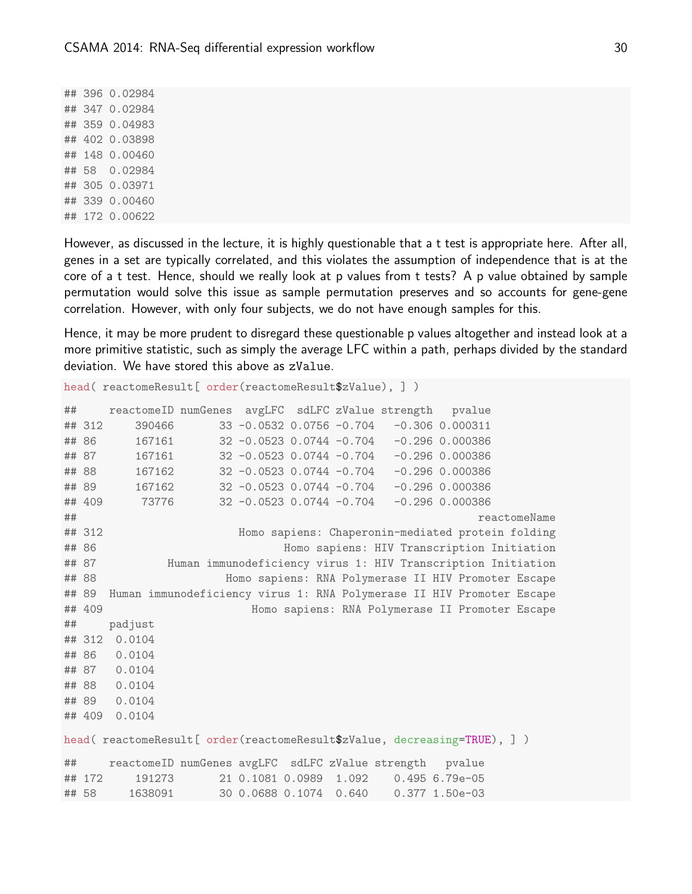```
## 396 0.02984
## 347 0.02984
## 359 0.04983
## 402 0.03898
## 148 0.00460
## 58  0.02984
## 305 0.03971
## 339 0.00460
## 172 0.00622
```

However, as discussed in the lecture, it is highly questionable that a t test is appropriate here. After all, genes in a set are typically correlated, and this violates the assumption of independence that is at the core of a t test. Hence, should we really look at p values from t tests? A p value obtained by sample permutation would solve this issue as sample permutation preserves and so accounts for gene-gene correlation. However, with only four subjects, we do not have enough samples for this.

Hence, it may be more prudent to disregard these questionable p values altogether and instead look at a more primitive statistic, such as simply the average LFC within a path, perhaps divided by the standard deviation. We have stored this above as `zValue`.

```
head( reactomeResult[ order(reactomeResult$zValue), ] )
```

```
##     reactomeID numGenes  avgLFC  sdLFC zValue strength   pvalue
## 312     390466       33 -0.0532 0.0756 -0.704   -0.306 0.000311
## 86      167161       32 -0.0523 0.0744 -0.704   -0.296 0.000386
## 87      167161       32 -0.0523 0.0744 -0.704   -0.296 0.000386
## 88      167162       32 -0.0523 0.0744 -0.704   -0.296 0.000386
## 89      167162       32 -0.0523 0.0744 -0.704   -0.296 0.000386
## 409      73776       32 -0.0523 0.0744 -0.704   -0.296 0.000386
##                                                          reactomeName
## 312                     Homo sapiens: Chaperonin-mediated protein folding
## 86                             Homo sapiens: HIV Transcription Initiation
## 87           Human immunodeficiency virus 1: HIV Transcription Initiation
## 88                   Homo sapiens: RNA Polymerase II HIV Promoter Escape
## 89  Human immunodeficiency virus 1: RNA Polymerase II HIV Promoter Escape
## 409                      Homo sapiens: RNA Polymerase II Promoter Escape
##     padjust
## 312  0.0104
## 86   0.0104
## 87   0.0104
## 88   0.0104
## 89   0.0104
## 409  0.0104
```

```
head( reactomeResult[ order(reactomeResult$zValue, decreasing=TRUE), ] )
```

```
##     reactomeID numGenes avgLFC  sdLFC zValue strength   pvalue
## 172     191273       21 0.1081 0.0989  1.092    0.495 6.79e-05
## 58     1638091       30 0.0688 0.1074  0.640    0.377 1.50e-03
```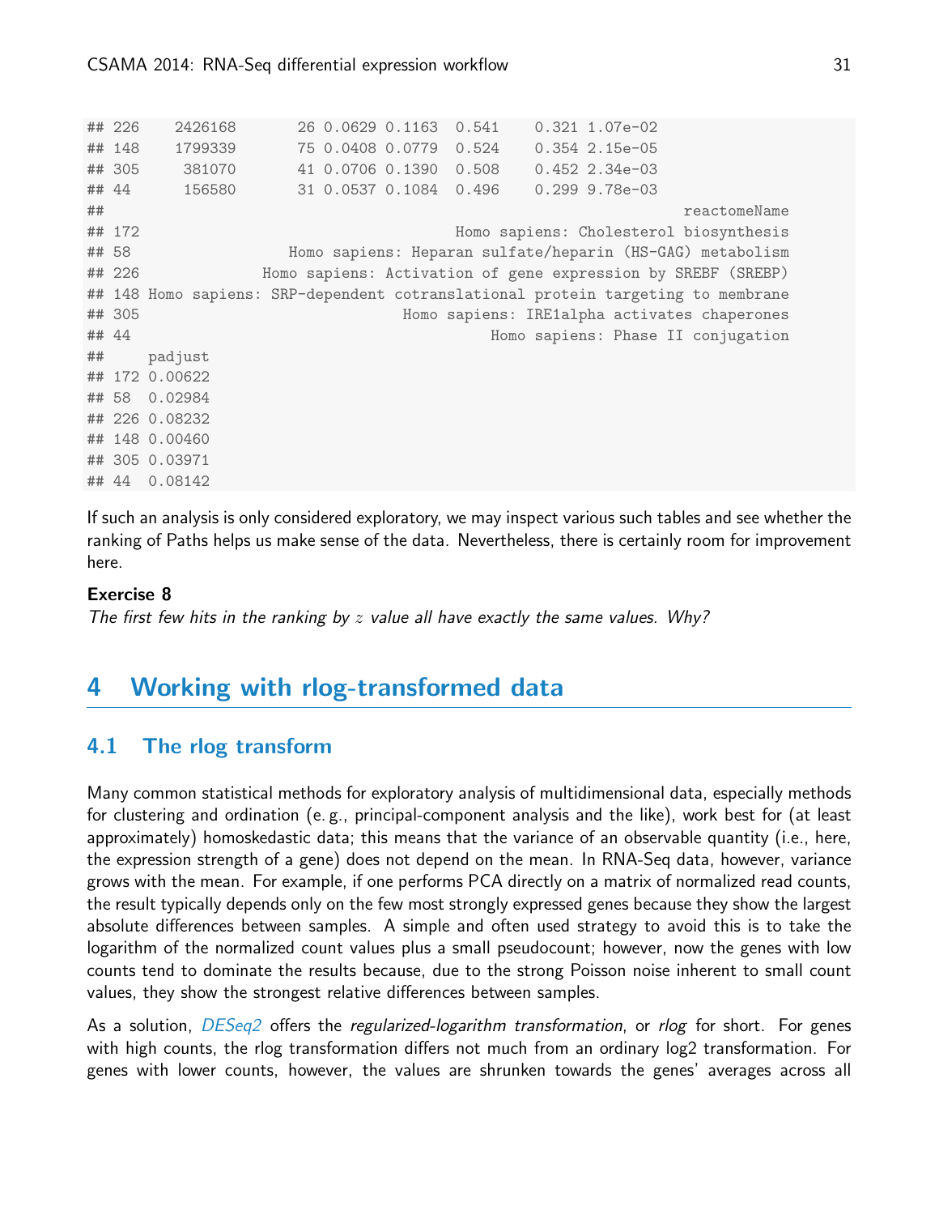```
## 226    2426168       26 0.0629 0.1163  0.541    0.321 1.07e-02
## 148    1799339       75 0.0408 0.0779  0.524    0.354 2.15e-05
## 305     381070       41 0.0706 0.1390  0.508    0.452 2.34e-03
## 44      156580       31 0.0537 0.1084  0.496    0.299 9.78e-03
##                                                                   reactomeName
## 172                                    Homo sapiens: Cholesterol biosynthesis
## 58                  Homo sapiens: Heparan sulfate/heparin (HS-GAG) metabolism
## 226              Homo sapiens: Activation of gene expression by SREBF (SREBP)
## 148 Homo sapiens: SRP-dependent cotranslational protein targeting to membrane
## 305                             Homo sapiens: IRE1alpha activates chaperones
## 44                                        Homo sapiens: Phase II conjugation
##      padjust
## 172 0.00622
## 58  0.02984
## 226 0.08232
## 148 0.00460
## 305 0.03971
## 44  0.08142
```

If such an analysis is only considered exploratory, we may inspect various such tables and see whether the ranking of Paths helps us make sense of the data. Nevertheless, there is certainly room for improvement here.

**Exercise 8**

*The first few hits in the ranking by $z$ value all have exactly the same values. Why?*

# 4 Working with rlog-transformed data

## 4.1 The rlog transform

Many common statistical methods for exploratory analysis of multidimensional data, especially methods for clustering and ordination (e. g., principal-component analysis and the like), work best for (at least approximately) homoskedastic data; this means that the variance of an observable quantity (i.e., here, the expression strength of a gene) does not depend on the mean. In RNA-Seq data, however, variance grows with the mean. For example, if one performs PCA directly on a matrix of normalized read counts, the result typically depends only on the few most strongly expressed genes because they show the largest absolute differences between samples. A simple and often used strategy to avoid this is to take the logarithm of the normalized count values plus a small pseudocount; however, now the genes with low counts tend to dominate the results because, due to the strong Poisson noise inherent to small count values, they show the strongest relative differences between samples.

As a solution, *DESeq2* offers the *regularized-logarithm transformation*, or *rlog* for short. For genes with high counts, the rlog transformation differs not much from an ordinary log2 transformation. For genes with lower counts, however, the values are shrunken towards the genes' averages across all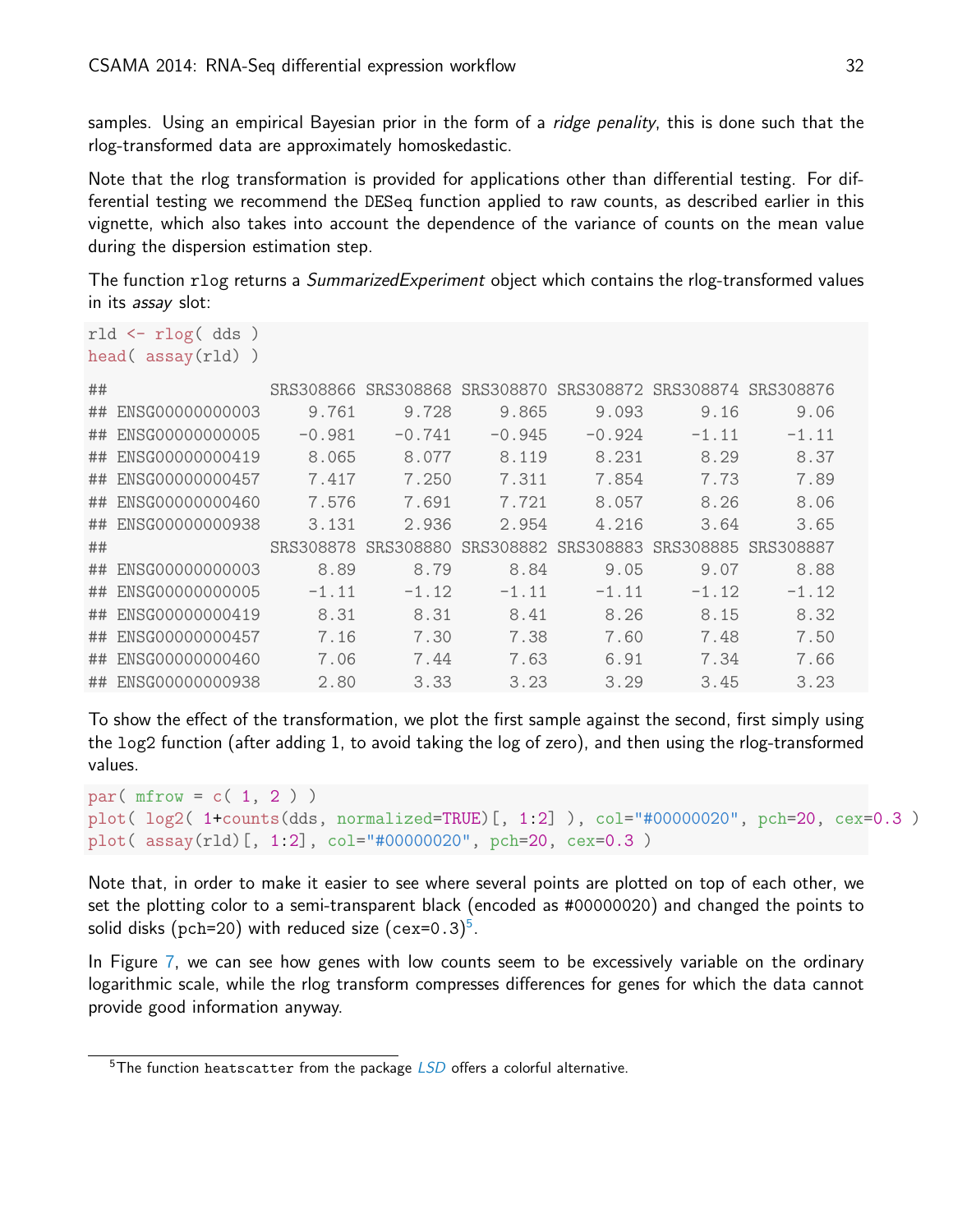samples. Using an empirical Bayesian prior in the form of a *ridge penality*, this is done such that the rlog-transformed data are approximately homoskedastic.

Note that the rlog transformation is provided for applications other than differential testing. For differential testing we recommend the DESeq function applied to raw counts, as described earlier in this vignette, which also takes into account the dependence of the variance of counts on the mean value during the dispersion estimation step.

The function rlog returns a *SummarizedExperiment* object which contains the rlog-transformed values in its *assay* slot:

```
rld <- rlog( dds )
head( assay(rld) )

##                 SRS308866 SRS308868 SRS308870 SRS308872 SRS308874 SRS308876
## ENSG00000000003     9.761     9.728     9.865     9.093      9.16      9.06
## ENSG00000000005    -0.981    -0.741    -0.945    -0.924     -1.11     -1.11
## ENSG00000000419     8.065     8.077     8.119     8.231      8.29      8.37
## ENSG00000000457     7.417     7.250     7.311     7.854      7.73      7.89
## ENSG00000000460     7.576     7.691     7.721     8.057      8.26      8.06
## ENSG00000000938     3.131     2.936     2.954     4.216      3.64      3.65
##                 SRS308878 SRS308880 SRS308882 SRS308883 SRS308885 SRS308887
## ENSG00000000003      8.89      8.79      8.84      9.05      9.07      8.88
## ENSG00000000005     -1.11     -1.12     -1.11     -1.11     -1.12     -1.12
## ENSG00000000419      8.31      8.31      8.41      8.26      8.15      8.32
## ENSG00000000457      7.16      7.30      7.38      7.60      7.48      7.50
## ENSG00000000460      7.06      7.44      7.63      6.91      7.34      7.66
## ENSG00000000938      2.80      3.33      3.23      3.29      3.45      3.23
```

To show the effect of the transformation, we plot the first sample against the second, first simply using the log2 function (after adding 1, to avoid taking the log of zero), and then using the rlog-transformed values.

```
par( mfrow = c( 1, 2 ) )
plot( log2( 1+counts(dds, normalized=TRUE)[, 1:2] ), col="#00000020", pch=20, cex=0.3 )
plot( assay(rld)[, 1:2], col="#00000020", pch=20, cex=0.3 )
```

Note that, in order to make it easier to see where several points are plotted on top of each other, we set the plotting color to a semi-transparent black (encoded as #00000020) and changed the points to solid disks (pch=20) with reduced size (cex=0.3)[5].

In Figure 7, we can see how genes with low counts seem to be excessively variable on the ordinary logarithmic scale, while the rlog transform compresses differences for genes for which the data cannot provide good information anyway.

---

[5] The function heatscatter from the package *LSD* offers a colorful alternative.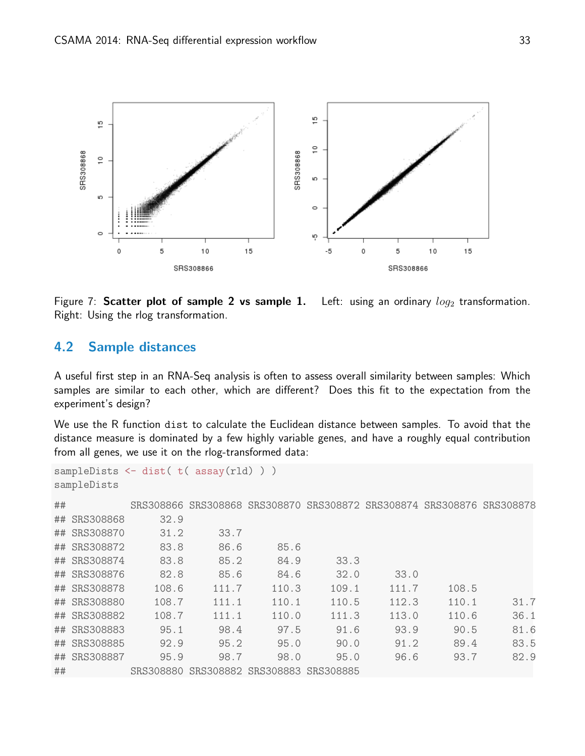Figure 7: **Scatter plot of sample 2 vs sample 1.** Left: using an ordinary $log_2$ transformation. Right: Using the rlog transformation.

## 4.2 Sample distances

A useful first step in an RNA-Seq analysis is often to assess overall similarity between samples: Which samples are similar to each other, which are different? Does this fit to the expectation from the experiment's design?

We use the R function `dist` to calculate the Euclidean distance between samples. To avoid that the distance measure is dominated by a few highly variable genes, and have a roughly equal contribution from all genes, we use it on the rlog-transformed data:

```
sampleDists <- dist( t( assay(rld) ) )
sampleDists

##           SRS308866 SRS308868 SRS308870 SRS308872 SRS308874 SRS308876 SRS308878
## SRS308868      32.9
## SRS308870      31.2      33.7
## SRS308872      83.8      86.6      85.6
## SRS308874      83.8      85.2      84.9      33.3
## SRS308876      82.8      85.6      84.6      32.0      33.0
## SRS308878     108.6     111.7     110.3     109.1     111.7     108.5
## SRS308880     108.7     111.1     110.1     110.5     112.3     110.1      31.7
## SRS308882     108.7     111.1     110.0     111.3     113.0     110.6      36.1
## SRS308883      95.1      98.4      97.5      91.6      93.9      90.5      81.6
## SRS308885      92.9      95.2      95.0      90.0      91.2      89.4      83.5
## SRS308887      95.9      98.7      98.0      95.0      96.6      93.7      82.9
##           SRS308880 SRS308882 SRS308883 SRS308885
```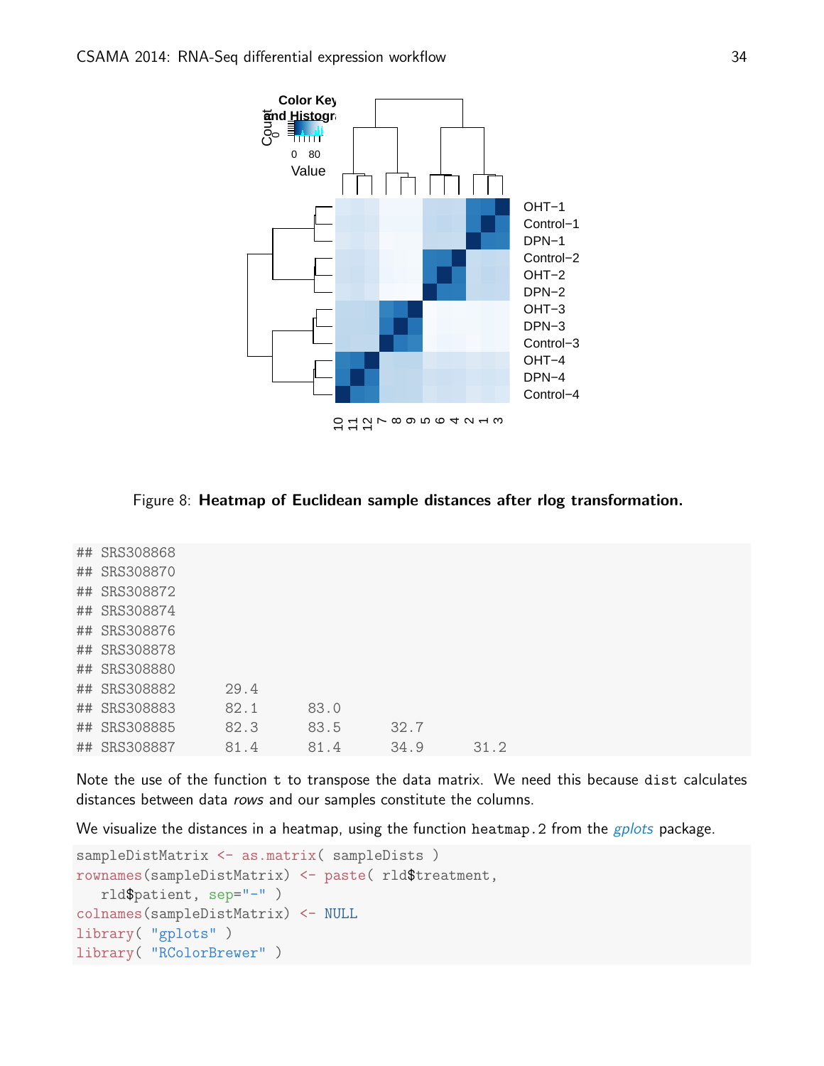Figure 8: **Heatmap of Euclidean sample distances after rlog transformation.**

```
## SRS308868
## SRS308870
## SRS308872
## SRS308874
## SRS308876
## SRS308878
## SRS308880
## SRS308882      29.4
## SRS308883      82.1      83.0
## SRS308885      82.3      83.5      32.7
## SRS308887      81.4      81.4      34.9      31.2
```

Note the use of the function `t` to transpose the data matrix. We need this because `dist` calculates distances between data *rows* and our samples constitute the columns.

We visualize the distances in a heatmap, using the function `heatmap.2` from the *gplots* package.

```
sampleDistMatrix <- as.matrix( sampleDists )
rownames(sampleDistMatrix) <- paste( rld$treatment,
   rld$patient, sep="-" )
colnames(sampleDistMatrix) <- NULL
library( "gplots" )
library( "RColorBrewer" )
```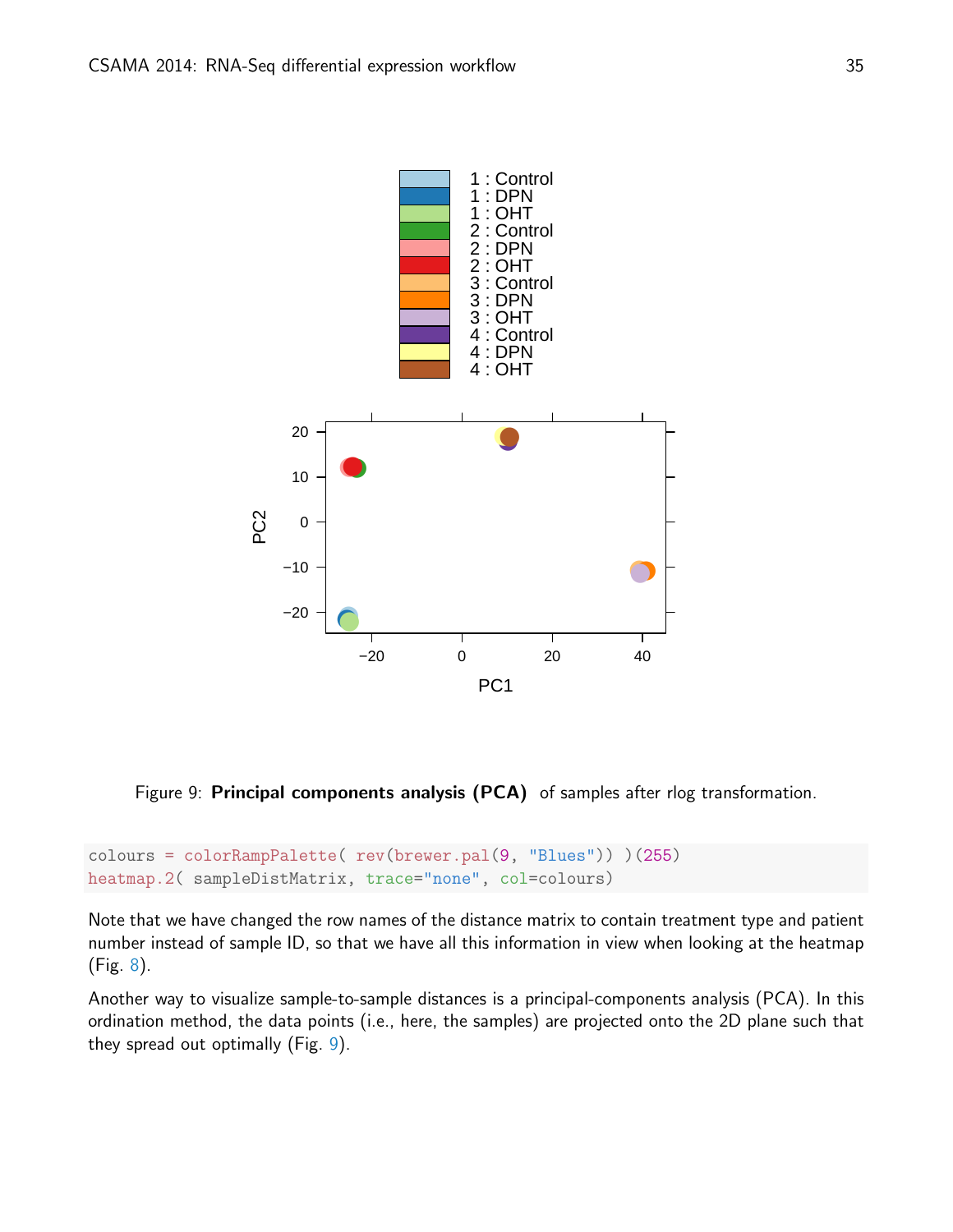Figure 9: **Principal components analysis (PCA)** of samples after rlog transformation.

```
colours = colorRampPalette( rev(brewer.pal(9, "Blues")) )(255)
heatmap.2( sampleDistMatrix, trace="none", col=colours)
```

Note that we have changed the row names of the distance matrix to contain treatment type and patient number instead of sample ID, so that we have all this information in view when looking at the heatmap (Fig. 8).

Another way to visualize sample-to-sample distances is a principal-components analysis (PCA). In this ordination method, the data points (i.e., here, the samples) are projected onto the 2D plane such that they spread out optimally (Fig. 9).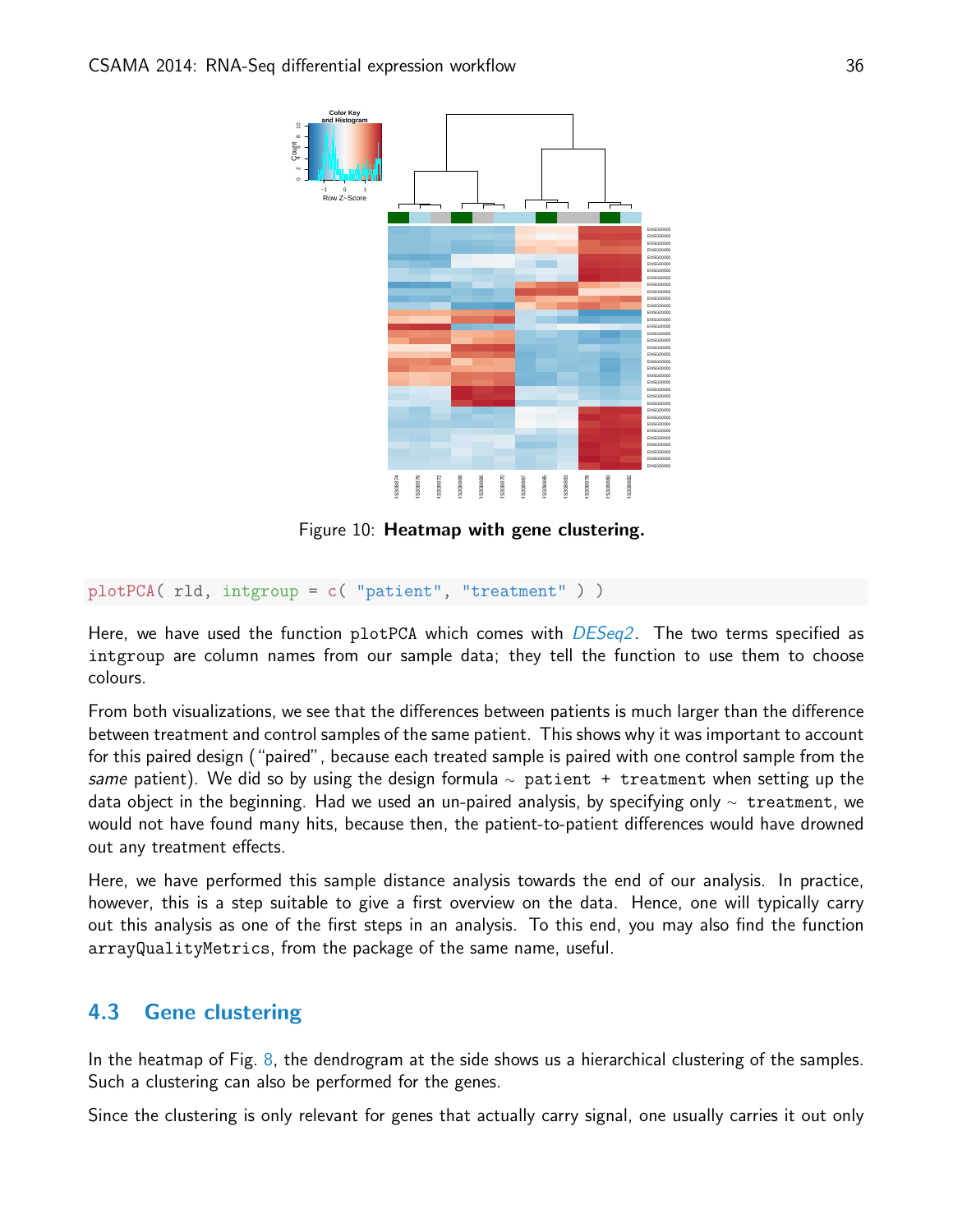Figure 10: **Heatmap with gene clustering.**

```
plotPCA( rld, intgroup = c( "patient", "treatment" ) )
```

Here, we have used the function `plotPCA` which comes with *DESeq2*. The two terms specified as `intgroup` are column names from our sample data; they tell the function to use them to choose colours.

From both visualizations, we see that the differences between patients is much larger than the difference between treatment and control samples of the same patient. This shows why it was important to account for this paired design ("paired", because each treated sample is paired with one control sample from the *same* patient). We did so by using the design formula ~ `patient + treatment` when setting up the data object in the beginning. Had we used an un-paired analysis, by specifying only ~ `treatment`, we would not have found many hits, because then, the patient-to-patient differences would have drowned out any treatment effects.

Here, we have performed this sample distance analysis towards the end of our analysis. In practice, however, this is a step suitable to give a first overview on the data. Hence, one will typically carry out this analysis as one of the first steps in an analysis. To this end, you may also find the function `arrayQualityMetrics`, from the package of the same name, useful.

## 4.3 Gene clustering

In the heatmap of Fig. 8, the dendrogram at the side shows us a hierarchical clustering of the samples. Such a clustering can also be performed for the genes.

Since the clustering is only relevant for genes that actually carry signal, one usually carries it out only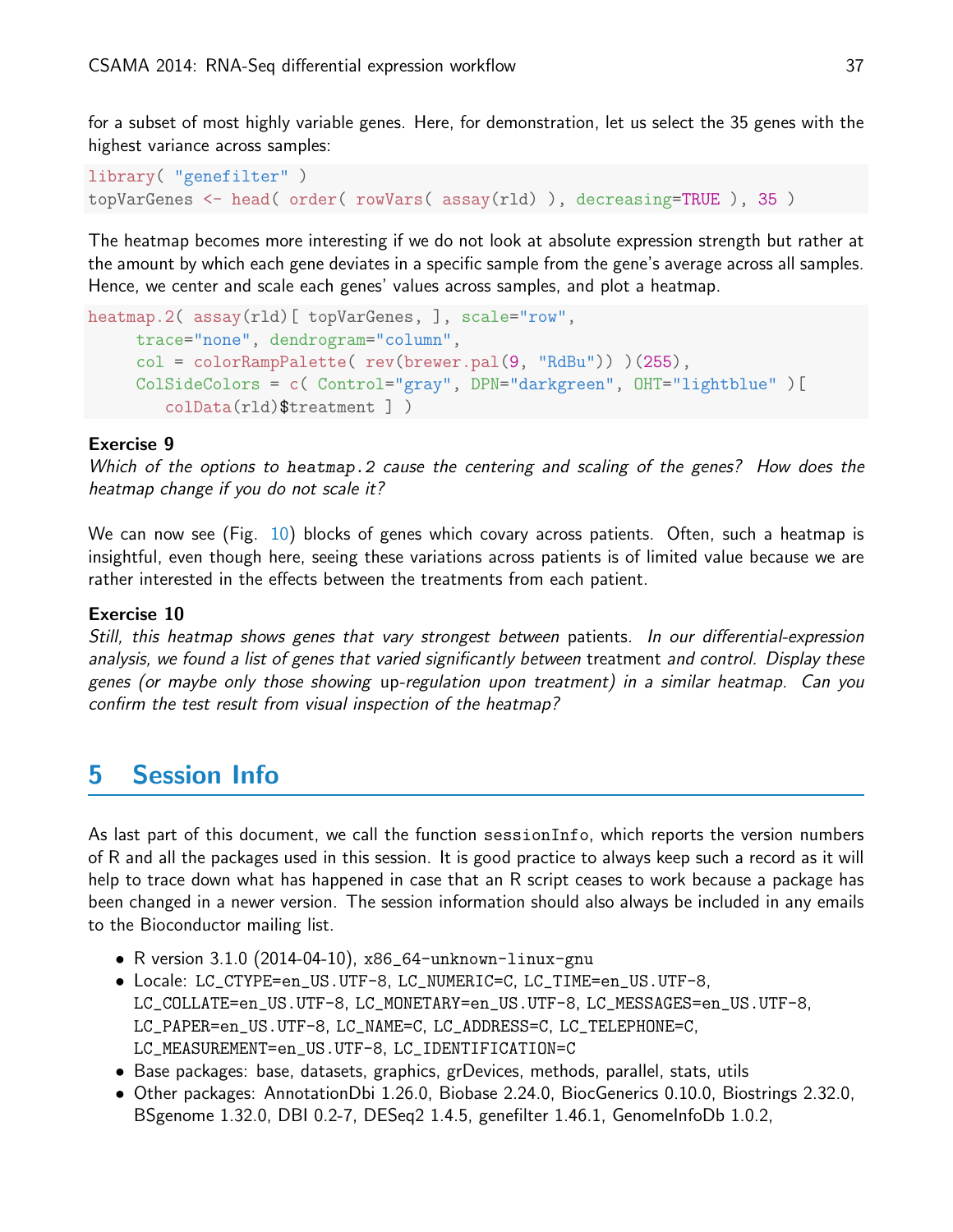for a subset of most highly variable genes. Here, for demonstration, let us select the 35 genes with the highest variance across samples:

```
library( "genefilter" )
topVarGenes <- head( order( rowVars( assay(rld) ), decreasing=TRUE ), 35 )
```

The heatmap becomes more interesting if we do not look at absolute expression strength but rather at the amount by which each gene deviates in a specific sample from the gene's average across all samples. Hence, we center and scale each genes' values across samples, and plot a heatmap.

```
heatmap.2( assay(rld)[ topVarGenes, ], scale="row",
     trace="none", dendrogram="column",
     col = colorRampPalette( rev(brewer.pal(9, "RdBu")) )(255),
     ColSideColors = c( Control="gray", DPN="darkgreen", OHT="lightblue" )[
        colData(rld)$treatment ] )
```

**Exercise 9**
*Which of the options to* `heatmap.2` *cause the centering and scaling of the genes? How does the heatmap change if you do not scale it?*

We can now see (Fig. 10) blocks of genes which covary across patients. Often, such a heatmap is insightful, even though here, seeing these variations across patients is of limited value because we are rather interested in the effects between the treatments from each patient.

**Exercise 10**
*Still, this heatmap shows genes that vary strongest between* patients. *In our differential-expression analysis, we found a list of genes that varied significantly between* treatment *and control. Display these genes (or maybe only those showing* up-regulation *upon treatment) in a similar heatmap. Can you confirm the test result from visual inspection of the heatmap?*

# 5 Session Info

As last part of this document, we call the function `sessionInfo`, which reports the version numbers of R and all the packages used in this session. It is good practice to always keep such a record as it will help to trace down what has happened in case that an R script ceases to work because a package has been changed in a newer version. The session information should also always be included in any emails to the Bioconductor mailing list.

- R version 3.1.0 (2014-04-10), `x86_64-unknown-linux-gnu`
- Locale: `LC_CTYPE=en_US.UTF-8`, `LC_NUMERIC=C`, `LC_TIME=en_US.UTF-8`, `LC_COLLATE=en_US.UTF-8`, `LC_MONETARY=en_US.UTF-8`, `LC_MESSAGES=en_US.UTF-8`, `LC_PAPER=en_US.UTF-8`, `LC_NAME=C`, `LC_ADDRESS=C`, `LC_TELEPHONE=C`, `LC_MEASUREMENT=en_US.UTF-8`, `LC_IDENTIFICATION=C`
- Base packages: base, datasets, graphics, grDevices, methods, parallel, stats, utils
- Other packages: AnnotationDbi 1.26.0, Biobase 2.24.0, BiocGenerics 0.10.0, Biostrings 2.32.0, BSgenome 1.32.0, DBI 0.2-7, DESeq2 1.4.5, genefilter 1.46.1, GenomeInfoDb 1.0.2,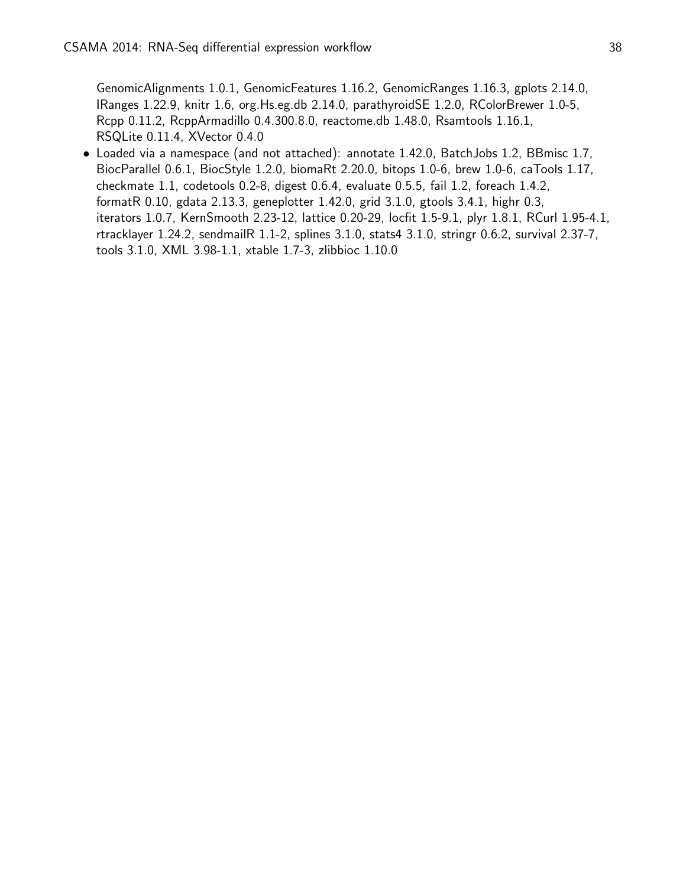GenomicAlignments 1.0.1, GenomicFeatures 1.16.2, GenomicRanges 1.16.3, gplots 2.14.0, IRanges 1.22.9, knitr 1.6, org.Hs.eg.db 2.14.0, parathyroidSE 1.2.0, RColorBrewer 1.0-5, Rcpp 0.11.2, RcppArmadillo 0.4.300.8.0, reactome.db 1.48.0, Rsamtools 1.16.1, RSQLite 0.11.4, XVector 0.4.0

- Loaded via a namespace (and not attached): annotate 1.42.0, BatchJobs 1.2, BBmisc 1.7, BiocParallel 0.6.1, BiocStyle 1.2.0, biomaRt 2.20.0, bitops 1.0-6, brew 1.0-6, caTools 1.17, checkmate 1.1, codetools 0.2-8, digest 0.6.4, evaluate 0.5.5, fail 1.2, foreach 1.4.2, formatR 0.10, gdata 2.13.3, geneplotter 1.42.0, grid 3.1.0, gtools 3.4.1, highr 0.3, iterators 1.0.7, KernSmooth 2.23-12, lattice 0.20-29, locfit 1.5-9.1, plyr 1.8.1, RCurl 1.95-4.1, rtracklayer 1.24.2, sendmailR 1.1-2, splines 3.1.0, stats4 3.1.0, stringr 0.6.2, survival 2.37-7, tools 3.1.0, XML 3.98-1.1, xtable 1.7-3, zlibbioc 1.10.0